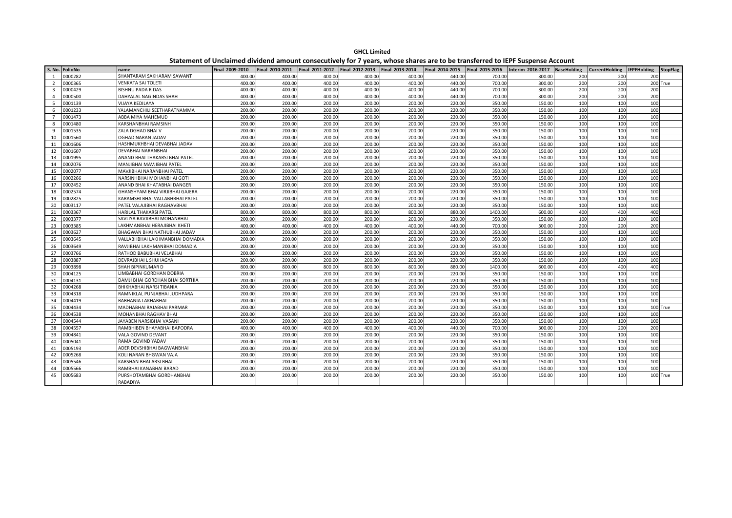# GHCL Limited

## Statement of Unclaimed dividend amount consecutively for 7 years, whose shares are to be transferred to IEPF Suspense Account

| S. No. | FolioNo | name | Final 2009-2010 | Final 2010-2011 | Final 2011-2012 | Final 2012-2013 | Final 2013-2014 | Final 2014-2015 | Final 2015-2016 | Interim 2016-2017 | BaseHolding | CurrentHolding | IEPFHolding | StopFlag |
|---|---|---|---|---|---|---|---|---|---|---|---|---|---|---|
| 1 | 0000282 | SHANTARAM SAKHARAM SAWANT | 400.00 | 400.00 | 400.00 | 400.00 | 400.00 | 440.00 | 700.00 | 300.00 | 200 | 200 | 200 | |
| 2 | 0000365 | VENKATA SAI TOLETI | 400.00 | 400.00 | 400.00 | 400.00 | 400.00 | 440.00 | 700.00 | 300.00 | 200 | 200 | 200 | True |
| 3 | 0000429 | BISHNU PADA R DAS | 400.00 | 400.00 | 400.00 | 400.00 | 400.00 | 440.00 | 700.00 | 300.00 | 200 | 200 | 200 | |
| 4 | 0000500 | DAHYALAL NAGINDAS SHAH | 400.00 | 400.00 | 400.00 | 400.00 | 400.00 | 440.00 | 700.00 | 300.00 | 200 | 200 | 200 | |
| 5 | 0001139 | VIJAYA KEDILAYA | 200.00 | 200.00 | 200.00 | 200.00 | 200.00 | 220.00 | 350.00 | 150.00 | 100 | 100 | 100 | |
| 6 | 0001233 | YALAMANCHILI SEETHARATNAMMA | 200.00 | 200.00 | 200.00 | 200.00 | 200.00 | 220.00 | 350.00 | 150.00 | 100 | 100 | 100 | |
| 7 | 0001473 | ABBA MIYA MAHEMUD | 200.00 | 200.00 | 200.00 | 200.00 | 200.00 | 220.00 | 350.00 | 150.00 | 100 | 100 | 100 | |
| 8 | 0001480 | KARSHANBHAI RAMSINH | 200.00 | 200.00 | 200.00 | 200.00 | 200.00 | 220.00 | 350.00 | 150.00 | 100 | 100 | 100 | |
| 9 | 0001535 | ZALA DGHAD BHAI V | 200.00 | 200.00 | 200.00 | 200.00 | 200.00 | 220.00 | 350.00 | 150.00 | 100 | 100 | 100 | |
| 10 | 0001560 | OGHAD NARAN JADAV | 200.00 | 200.00 | 200.00 | 200.00 | 200.00 | 220.00 | 350.00 | 150.00 | 100 | 100 | 100 | |
| 11 | 0001606 | HASHMUKHBHAI DEVABHAI JADAV | 200.00 | 200.00 | 200.00 | 200.00 | 200.00 | 220.00 | 350.00 | 150.00 | 100 | 100 | 100 | |
| 12 | 0001607 | DEVABHAI NARANBHAI | 200.00 | 200.00 | 200.00 | 200.00 | 200.00 | 220.00 | 350.00 | 150.00 | 100 | 100 | 100 | |
| 13 | 0001995 | ANAND BHAI THAKARSI BHAI PATEL | 200.00 | 200.00 | 200.00 | 200.00 | 200.00 | 220.00 | 350.00 | 150.00 | 100 | 100 | 100 | |
| 14 | 0002076 | MANJIBHAI MAVJIBHAI PATEL | 200.00 | 200.00 | 200.00 | 200.00 | 200.00 | 220.00 | 350.00 | 150.00 | 100 | 100 | 100 | |
| 15 | 0002077 | MAVJIBHAI NARANBHAI PATEL | 200.00 | 200.00 | 200.00 | 200.00 | 200.00 | 220.00 | 350.00 | 150.00 | 100 | 100 | 100 | |
| 16 | 0002266 | NARSINHBHAI MOHANBHAI GOTI | 200.00 | 200.00 | 200.00 | 200.00 | 200.00 | 220.00 | 350.00 | 150.00 | 100 | 100 | 100 | |
| 17 | 0002452 | ANAND BHAI KHATABHAI DANGER | 200.00 | 200.00 | 200.00 | 200.00 | 200.00 | 220.00 | 350.00 | 150.00 | 100 | 100 | 100 | |
| 18 | 0002574 | GHANSHYAM BHAI VIRJIBHAI GAJERA | 200.00 | 200.00 | 200.00 | 200.00 | 200.00 | 220.00 | 350.00 | 150.00 | 100 | 100 | 100 | |
| 19 | 0002825 | KARAMSHI BHAI VALLABHBHAI PATEL | 200.00 | 200.00 | 200.00 | 200.00 | 200.00 | 220.00 | 350.00 | 150.00 | 100 | 100 | 100 | |
| 20 | 0003117 | PATEL VALAJIBHAI RAGHAVBHAI | 200.00 | 200.00 | 200.00 | 200.00 | 200.00 | 220.00 | 350.00 | 150.00 | 100 | 100 | 100 | |
| 21 | 0003367 | HARILAL THAKARSI PATEL | 800.00 | 800.00 | 800.00 | 800.00 | 800.00 | 880.00 | 1400.00 | 600.00 | 400 | 400 | 400 | |
| 22 | 0003377 | SAVLIYA RAVJIBHAI MOHANBHAI | 200.00 | 200.00 | 200.00 | 200.00 | 200.00 | 220.00 | 350.00 | 150.00 | 100 | 100 | 100 | |
| 23 | 0003385 | LAKHMANBHAI HERAJIBHAI KHETI | 400.00 | 400.00 | 400.00 | 400.00 | 400.00 | 440.00 | 700.00 | 300.00 | 200 | 200 | 200 | |
| 24 | 0003627 | BHAGWAN BHAI NATHUBHAI JADAV | 200.00 | 200.00 | 200.00 | 200.00 | 200.00 | 220.00 | 350.00 | 150.00 | 100 | 100 | 100 | |
| 25 | 0003645 | VALLABHBHAI LAKHMANBHAI DOMADIA | 200.00 | 200.00 | 200.00 | 200.00 | 200.00 | 220.00 | 350.00 | 150.00 | 100 | 100 | 100 | |
| 26 | 0003649 | RAVJIBHAI LAKHMANBHAI DOMADIA | 200.00 | 200.00 | 200.00 | 200.00 | 200.00 | 220.00 | 350.00 | 150.00 | 100 | 100 | 100 | |
| 27 | 0003766 | RATHOD BABUBHAI VELABHAI | 200.00 | 200.00 | 200.00 | 200.00 | 200.00 | 220.00 | 350.00 | 150.00 | 100 | 100 | 100 | |
| 28 | 0003887 | DEVRAJBHAI L SHUHAGYA | 200.00 | 200.00 | 200.00 | 200.00 | 200.00 | 220.00 | 350.00 | 150.00 | 100 | 100 | 100 | |
| 29 | 0003898 | SHAH BIPINKUMAR D | 800.00 | 800.00 | 800.00 | 800.00 | 800.00 | 880.00 | 1400.00 | 600.00 | 400 | 400 | 400 | |
| 30 | 0004125 | LIMBABHAI GORDHAN DOBRIA | 200.00 | 200.00 | 200.00 | 200.00 | 200.00 | 220.00 | 350.00 | 150.00 | 100 | 100 | 100 | |
| 31 | 0004131 | DAMJI BHAI GORDHAN BHAI SORTHIA | 200.00 | 200.00 | 200.00 | 200.00 | 200.00 | 220.00 | 350.00 | 150.00 | 100 | 100 | 100 | |
| 32 | 0004268 | BHIKHABHAI NARSI TIBANIA | 200.00 | 200.00 | 200.00 | 200.00 | 200.00 | 220.00 | 350.00 | 150.00 | 100 | 100 | 100 | |
| 33 | 0004318 | RAMNIKLAL PUNJABHAI JUDHPARA | 200.00 | 200.00 | 200.00 | 200.00 | 200.00 | 220.00 | 350.00 | 150.00 | 100 | 100 | 100 | |
| 34 | 0004419 | BABHANIA LAKHABHAI | 200.00 | 200.00 | 200.00 | 200.00 | 200.00 | 220.00 | 350.00 | 150.00 | 100 | 100 | 100 | |
| 35 | 0004434 | MADHABHAI RAJABHAI PARMAR | 200.00 | 200.00 | 200.00 | 200.00 | 200.00 | 220.00 | 350.00 | 150.00 | 100 | 100 | 100 | True |
| 36 | 0004538 | MOHANBHAI RAGHAV BHAI | 200.00 | 200.00 | 200.00 | 200.00 | 200.00 | 220.00 | 350.00 | 150.00 | 100 | 100 | 100 | |
| 37 | 0004544 | JAYABEN NARSIBHAI VASANI | 200.00 | 200.00 | 200.00 | 200.00 | 200.00 | 220.00 | 350.00 | 150.00 | 100 | 100 | 100 | |
| 38 | 0004557 | RAMBHIBEN BHAYABHAI BAPODRA | 400.00 | 400.00 | 400.00 | 400.00 | 400.00 | 440.00 | 700.00 | 300.00 | 200 | 200 | 200 | |
| 39 | 0004841 | VALA GOVIND DEVANT | 200.00 | 200.00 | 200.00 | 200.00 | 200.00 | 220.00 | 350.00 | 150.00 | 100 | 100 | 100 | |
| 40 | 0005041 | RAMA GOVIND YADAV | 200.00 | 200.00 | 200.00 | 200.00 | 200.00 | 220.00 | 350.00 | 150.00 | 100 | 100 | 100 | |
| 41 | 0005193 | ADER DEVSHIBHAI BAGWANBHAI | 200.00 | 200.00 | 200.00 | 200.00 | 200.00 | 220.00 | 350.00 | 150.00 | 100 | 100 | 100 | |
| 42 | 0005268 | KOLI NARAN BHGWAN VAJA | 200.00 | 200.00 | 200.00 | 200.00 | 200.00 | 220.00 | 350.00 | 150.00 | 100 | 100 | 100 | |
| 43 | 0005546 | KARSHAN BHAI ARSI BHAI | 200.00 | 200.00 | 200.00 | 200.00 | 200.00 | 220.00 | 350.00 | 150.00 | 100 | 100 | 100 | |
| 44 | 0005566 | RAMBHAI KANABHAI BARAD | 200.00 | 200.00 | 200.00 | 200.00 | 200.00 | 220.00 | 350.00 | 150.00 | 100 | 100 | 100 | |
| 45 | 0005683 | PURSHOTAMBHAI GORDHANBHAI RABADIYA | 200.00 | 200.00 | 200.00 | 200.00 | 200.00 | 220.00 | 350.00 | 150.00 | 100 | 100 | 100 | True |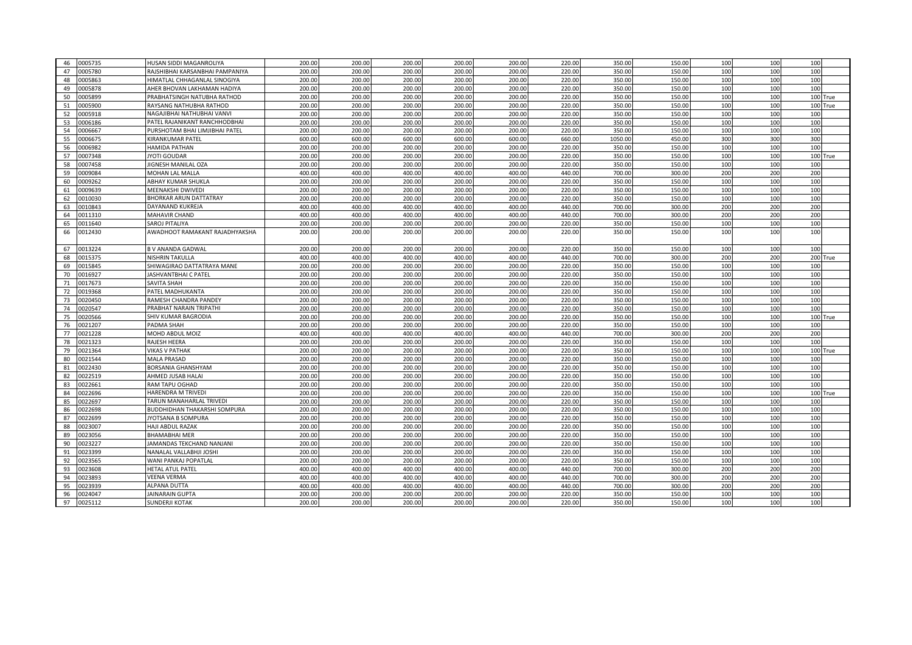| | | | | | | | | | | | | | | |
|---|---|---|---|---|---|---|---|---|---|---|---|---|---|---|
| 46 | 0005735 | HUSAN SIDDI MAGANROLIYA | 200.00 | 200.00 | 200.00 | 200.00 | 200.00 | 220.00 | 350.00 | 150.00 | 100 | 100 | 100 | |
| 47 | 0005780 | RAJSHIBHAI KARSANBHAI PAMPANIYA | 200.00 | 200.00 | 200.00 | 200.00 | 200.00 | 220.00 | 350.00 | 150.00 | 100 | 100 | 100 | |
| 48 | 0005863 | HIMATLAL CHHAGANLAL SINOGIYA | 200.00 | 200.00 | 200.00 | 200.00 | 200.00 | 220.00 | 350.00 | 150.00 | 100 | 100 | 100 | |
| 49 | 0005878 | AHER BHOVAN LAKHAMAN HADIYA | 200.00 | 200.00 | 200.00 | 200.00 | 200.00 | 220.00 | 350.00 | 150.00 | 100 | 100 | 100 | |
| 50 | 0005899 | PRABHATSINGH NATUBHA RATHOD | 200.00 | 200.00 | 200.00 | 200.00 | 200.00 | 220.00 | 350.00 | 150.00 | 100 | 100 | 100 | True |
| 51 | 0005900 | RAYSANG NATHUBHA RATHOD | 200.00 | 200.00 | 200.00 | 200.00 | 200.00 | 220.00 | 350.00 | 150.00 | 100 | 100 | 100 | True |
| 52 | 0005918 | NAGAJIBHAI NATHUBHAI VANVI | 200.00 | 200.00 | 200.00 | 200.00 | 200.00 | 220.00 | 350.00 | 150.00 | 100 | 100 | 100 | |
| 53 | 0006186 | PATEL RAJANIKANT RANCHHODBHAI | 200.00 | 200.00 | 200.00 | 200.00 | 200.00 | 220.00 | 350.00 | 150.00 | 100 | 100 | 100 | |
| 54 | 0006667 | PURSHOTAM BHAI LIMJIBHAI PATEL | 200.00 | 200.00 | 200.00 | 200.00 | 200.00 | 220.00 | 350.00 | 150.00 | 100 | 100 | 100 | |
| 55 | 0006675 | KIRANKUMAR PATEL | 600.00 | 600.00 | 600.00 | 600.00 | 600.00 | 660.00 | 1050.00 | 450.00 | 300 | 300 | 300 | |
| 56 | 0006982 | HAMIDA PATHAN | 200.00 | 200.00 | 200.00 | 200.00 | 200.00 | 220.00 | 350.00 | 150.00 | 100 | 100 | 100 | |
| 57 | 0007348 | JYOTI GOUDAR | 200.00 | 200.00 | 200.00 | 200.00 | 200.00 | 220.00 | 350.00 | 150.00 | 100 | 100 | 100 | True |
| 58 | 0007458 | JIGNESH MANILAL OZA | 200.00 | 200.00 | 200.00 | 200.00 | 200.00 | 220.00 | 350.00 | 150.00 | 100 | 100 | 100 | |
| 59 | 0009084 | MOHAN LAL MALLA | 400.00 | 400.00 | 400.00 | 400.00 | 400.00 | 440.00 | 700.00 | 300.00 | 200 | 200 | 200 | |
| 60 | 0009262 | ABHAY KUMAR SHUKLA | 200.00 | 200.00 | 200.00 | 200.00 | 200.00 | 220.00 | 350.00 | 150.00 | 100 | 100 | 100 | |
| 61 | 0009639 | MEENAKSHI DWIVEDI | 200.00 | 200.00 | 200.00 | 200.00 | 200.00 | 220.00 | 350.00 | 150.00 | 100 | 100 | 100 | |
| 62 | 0010030 | BHORKAR ARUN DATTATRAY | 200.00 | 200.00 | 200.00 | 200.00 | 200.00 | 220.00 | 350.00 | 150.00 | 100 | 100 | 100 | |
| 63 | 0010843 | DAYANAND KUKREJA | 400.00 | 400.00 | 400.00 | 400.00 | 400.00 | 440.00 | 700.00 | 300.00 | 200 | 200 | 200 | |
| 64 | 0011310 | MAHAVIR CHAND | 400.00 | 400.00 | 400.00 | 400.00 | 400.00 | 440.00 | 700.00 | 300.00 | 200 | 200 | 200 | |
| 65 | 0011640 | SAROJ PITALIYA | 200.00 | 200.00 | 200.00 | 200.00 | 200.00 | 220.00 | 350.00 | 150.00 | 100 | 100 | 100 | |
| 66 | 0012430 | AWADHOOT RAMAKANT RAJADHYAKSHA | 200.00 | 200.00 | 200.00 | 200.00 | 200.00 | 220.00 | 350.00 | 150.00 | 100 | 100 | 100 | |
| 67 | 0013224 | B V ANANDA GADWAL | 200.00 | 200.00 | 200.00 | 200.00 | 200.00 | 220.00 | 350.00 | 150.00 | 100 | 100 | 100 | |
| 68 | 0015375 | NISHRIN TAKULLA | 400.00 | 400.00 | 400.00 | 400.00 | 400.00 | 440.00 | 700.00 | 300.00 | 200 | 200 | 200 | True |
| 69 | 0015845 | SHIWAGIRAO DATTATRAYA MANE | 200.00 | 200.00 | 200.00 | 200.00 | 200.00 | 220.00 | 350.00 | 150.00 | 100 | 100 | 100 | |
| 70 | 0016927 | JASHVANTBHAI C PATEL | 200.00 | 200.00 | 200.00 | 200.00 | 200.00 | 220.00 | 350.00 | 150.00 | 100 | 100 | 100 | |
| 71 | 0017673 | SAVITA SHAH | 200.00 | 200.00 | 200.00 | 200.00 | 200.00 | 220.00 | 350.00 | 150.00 | 100 | 100 | 100 | |
| 72 | 0019368 | PATEL MADHUKANTA | 200.00 | 200.00 | 200.00 | 200.00 | 200.00 | 220.00 | 350.00 | 150.00 | 100 | 100 | 100 | |
| 73 | 0020450 | RAMESH CHANDRA PANDEY | 200.00 | 200.00 | 200.00 | 200.00 | 200.00 | 220.00 | 350.00 | 150.00 | 100 | 100 | 100 | |
| 74 | 0020547 | PRABHAT NARAIN TRIPATHI | 200.00 | 200.00 | 200.00 | 200.00 | 200.00 | 220.00 | 350.00 | 150.00 | 100 | 100 | 100 | |
| 75 | 0020566 | SHIV KUMAR BAGRODIA | 200.00 | 200.00 | 200.00 | 200.00 | 200.00 | 220.00 | 350.00 | 150.00 | 100 | 100 | 100 | True |
| 76 | 0021207 | PADMA SHAH | 200.00 | 200.00 | 200.00 | 200.00 | 200.00 | 220.00 | 350.00 | 150.00 | 100 | 100 | 100 | |
| 77 | 0021228 | MOHD ABDUL MOIZ | 400.00 | 400.00 | 400.00 | 400.00 | 400.00 | 440.00 | 700.00 | 300.00 | 200 | 200 | 200 | |
| 78 | 0021323 | RAJESH HEERA | 200.00 | 200.00 | 200.00 | 200.00 | 200.00 | 220.00 | 350.00 | 150.00 | 100 | 100 | 100 | |
| 79 | 0021364 | VIKAS V PATHAK | 200.00 | 200.00 | 200.00 | 200.00 | 200.00 | 220.00 | 350.00 | 150.00 | 100 | 100 | 100 | True |
| 80 | 0021544 | MALA PRASAD | 200.00 | 200.00 | 200.00 | 200.00 | 200.00 | 220.00 | 350.00 | 150.00 | 100 | 100 | 100 | |
| 81 | 0022430 | BORSANIA GHANSHYAM | 200.00 | 200.00 | 200.00 | 200.00 | 200.00 | 220.00 | 350.00 | 150.00 | 100 | 100 | 100 | |
| 82 | 0022519 | AHMED JUSAB HALAI | 200.00 | 200.00 | 200.00 | 200.00 | 200.00 | 220.00 | 350.00 | 150.00 | 100 | 100 | 100 | |
| 83 | 0022661 | RAM TAPU OGHAD | 200.00 | 200.00 | 200.00 | 200.00 | 200.00 | 220.00 | 350.00 | 150.00 | 100 | 100 | 100 | |
| 84 | 0022696 | HARENDRA M TRIVEDI | 200.00 | 200.00 | 200.00 | 200.00 | 200.00 | 220.00 | 350.00 | 150.00 | 100 | 100 | 100 | True |
| 85 | 0022697 | TARUN MANAHARLAL TRIVEDI | 200.00 | 200.00 | 200.00 | 200.00 | 200.00 | 220.00 | 350.00 | 150.00 | 100 | 100 | 100 | |
| 86 | 0022698 | BUDDHIDHAN THAKARSHI SOMPURA | 200.00 | 200.00 | 200.00 | 200.00 | 200.00 | 220.00 | 350.00 | 150.00 | 100 | 100 | 100 | |
| 87 | 0022699 | JYOTSANA B SOMPURA | 200.00 | 200.00 | 200.00 | 200.00 | 200.00 | 220.00 | 350.00 | 150.00 | 100 | 100 | 100 | |
| 88 | 0023007 | HAJI ABDUL RAZAK | 200.00 | 200.00 | 200.00 | 200.00 | 200.00 | 220.00 | 350.00 | 150.00 | 100 | 100 | 100 | |
| 89 | 0023056 | BHAMABHAI MER | 200.00 | 200.00 | 200.00 | 200.00 | 200.00 | 220.00 | 350.00 | 150.00 | 100 | 100 | 100 | |
| 90 | 0023227 | JAMANDAS TEKCHAND NANJANI | 200.00 | 200.00 | 200.00 | 200.00 | 200.00 | 220.00 | 350.00 | 150.00 | 100 | 100 | 100 | |
| 91 | 0023399 | NANALAL VALLABHJI JOSHI | 200.00 | 200.00 | 200.00 | 200.00 | 200.00 | 220.00 | 350.00 | 150.00 | 100 | 100 | 100 | |
| 92 | 0023565 | WANI PANKAJ POPATLAL | 200.00 | 200.00 | 200.00 | 200.00 | 200.00 | 220.00 | 350.00 | 150.00 | 100 | 100 | 100 | |
| 93 | 0023608 | HETAL ATUL PATEL | 400.00 | 400.00 | 400.00 | 400.00 | 400.00 | 440.00 | 700.00 | 300.00 | 200 | 200 | 200 | |
| 94 | 0023893 | VEENA VERMA | 400.00 | 400.00 | 400.00 | 400.00 | 400.00 | 440.00 | 700.00 | 300.00 | 200 | 200 | 200 | |
| 95 | 0023939 | ALPANA DUTTA | 400.00 | 400.00 | 400.00 | 400.00 | 400.00 | 440.00 | 700.00 | 300.00 | 200 | 200 | 200 | |
| 96 | 0024047 | JAINARAIN GUPTA | 200.00 | 200.00 | 200.00 | 200.00 | 200.00 | 220.00 | 350.00 | 150.00 | 100 | 100 | 100 | |
| 97 | 0025112 | SUNDERJI KOTAK | 200.00 | 200.00 | 200.00 | 200.00 | 200.00 | 220.00 | 350.00 | 150.00 | 100 | 100 | 100 | |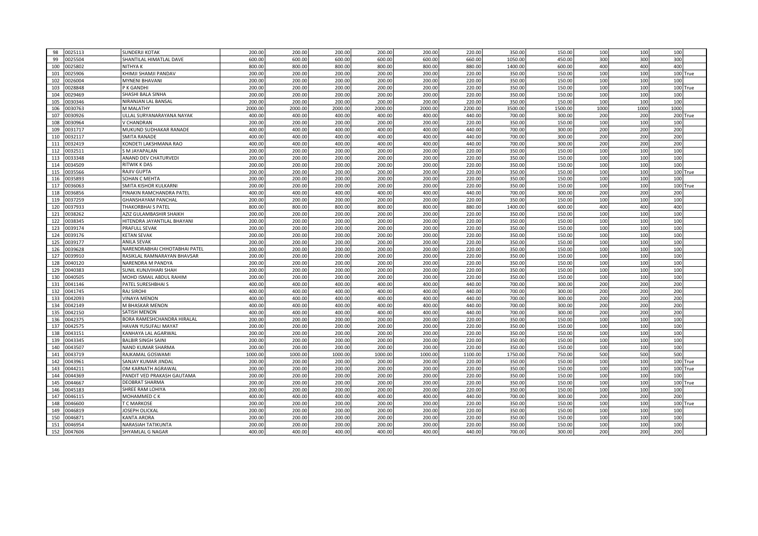| | | | | | | | | | | | | | | |
|---|---|---|---|---|---|---|---|---|---|---|---|---|---|---|
| 98 | 0025113 | SUNDERJI KOTAK | 200.00 | 200.00 | 200.00 | 200.00 | 200.00 | 220.00 | 350.00 | 150.00 | 100 | 100 | 100 | |
| 99 | 0025504 | SHANTILAL HIMATLAL DAVE | 600.00 | 600.00 | 600.00 | 600.00 | 600.00 | 660.00 | 1050.00 | 450.00 | 300 | 300 | 300 | |
| 100 | 0025802 | NITHYA K | 800.00 | 800.00 | 800.00 | 800.00 | 800.00 | 880.00 | 1400.00 | 600.00 | 400 | 400 | 400 | |
| 101 | 0025906 | KHIMJI SHAMJI PANDAV | 200.00 | 200.00 | 200.00 | 200.00 | 200.00 | 220.00 | 350.00 | 150.00 | 100 | 100 | 100 | True |
| 102 | 0026004 | MYNENI BHAVANI | 200.00 | 200.00 | 200.00 | 200.00 | 200.00 | 220.00 | 350.00 | 150.00 | 100 | 100 | 100 | |
| 103 | 0028848 | P K GANDHI | 200.00 | 200.00 | 200.00 | 200.00 | 200.00 | 220.00 | 350.00 | 150.00 | 100 | 100 | 100 | True |
| 104 | 0029469 | SHASHI BALA SINHA | 200.00 | 200.00 | 200.00 | 200.00 | 200.00 | 220.00 | 350.00 | 150.00 | 100 | 100 | 100 | |
| 105 | 0030346 | NIRANJAN LAL BANSAL | 200.00 | 200.00 | 200.00 | 200.00 | 200.00 | 220.00 | 350.00 | 150.00 | 100 | 100 | 100 | |
| 106 | 0030763 | M MALATHY | 2000.00 | 2000.00 | 2000.00 | 2000.00 | 2000.00 | 2200.00 | 3500.00 | 1500.00 | 1000 | 1000 | 1000 | |
| 107 | 0030926 | ULLAL SURYANARAYANA NAYAK | 400.00 | 400.00 | 400.00 | 400.00 | 400.00 | 440.00 | 700.00 | 300.00 | 200 | 200 | 200 | True |
| 108 | 0030964 | V CHANDRAN | 200.00 | 200.00 | 200.00 | 200.00 | 200.00 | 220.00 | 350.00 | 150.00 | 100 | 100 | 100 | |
| 109 | 0031717 | MUKUND SUDHAKAR RANADE | 400.00 | 400.00 | 400.00 | 400.00 | 400.00 | 440.00 | 700.00 | 300.00 | 200 | 200 | 200 | |
| 110 | 0032117 | SMITA RANADE | 400.00 | 400.00 | 400.00 | 400.00 | 400.00 | 440.00 | 700.00 | 300.00 | 200 | 200 | 200 | |
| 111 | 0032419 | KONDETI LAKSHMANA RAO | 400.00 | 400.00 | 400.00 | 400.00 | 400.00 | 440.00 | 700.00 | 300.00 | 200 | 200 | 200 | |
| 112 | 0032511 | S M JAYAPALAN | 200.00 | 200.00 | 200.00 | 200.00 | 200.00 | 220.00 | 350.00 | 150.00 | 100 | 100 | 100 | |
| 113 | 0033348 | ANAND DEV CHATURVEDI | 200.00 | 200.00 | 200.00 | 200.00 | 200.00 | 220.00 | 350.00 | 150.00 | 100 | 100 | 100 | |
| 114 | 0034509 | RITWIK K DAS | 200.00 | 200.00 | 200.00 | 200.00 | 200.00 | 220.00 | 350.00 | 150.00 | 100 | 100 | 100 | |
| 115 | 0035566 | RAJIV GUPTA | 200.00 | 200.00 | 200.00 | 200.00 | 200.00 | 220.00 | 350.00 | 150.00 | 100 | 100 | 100 | True |
| 116 | 0035893 | SOHAN C MEHTA | 200.00 | 200.00 | 200.00 | 200.00 | 200.00 | 220.00 | 350.00 | 150.00 | 100 | 100 | 100 | |
| 117 | 0036063 | SMITA KISHOR KULKARNI | 200.00 | 200.00 | 200.00 | 200.00 | 200.00 | 220.00 | 350.00 | 150.00 | 100 | 100 | 100 | True |
| 118 | 0036856 | PINAKIN RAMCHANDRA PATEL | 400.00 | 400.00 | 400.00 | 400.00 | 400.00 | 440.00 | 700.00 | 300.00 | 200 | 200 | 200 | |
| 119 | 0037259 | GHANSHAYAM PANCHAL | 200.00 | 200.00 | 200.00 | 200.00 | 200.00 | 220.00 | 350.00 | 150.00 | 100 | 100 | 100 | |
| 120 | 0037933 | THAKORBHAI S PATEL | 800.00 | 800.00 | 800.00 | 800.00 | 800.00 | 880.00 | 1400.00 | 600.00 | 400 | 400 | 400 | |
| 121 | 0038262 | AZIZ GULAMBASHIR SHAIKH | 200.00 | 200.00 | 200.00 | 200.00 | 200.00 | 220.00 | 350.00 | 150.00 | 100 | 100 | 100 | |
| 122 | 0038345 | HITENDRA JAYANTILAL BHAYANI | 200.00 | 200.00 | 200.00 | 200.00 | 200.00 | 220.00 | 350.00 | 150.00 | 100 | 100 | 100 | |
| 123 | 0039174 | PRAFULL SEVAK | 200.00 | 200.00 | 200.00 | 200.00 | 200.00 | 220.00 | 350.00 | 150.00 | 100 | 100 | 100 | |
| 124 | 0039176 | KETAN SEVAK | 200.00 | 200.00 | 200.00 | 200.00 | 200.00 | 220.00 | 350.00 | 150.00 | 100 | 100 | 100 | |
| 125 | 0039177 | ANILA SEVAK | 200.00 | 200.00 | 200.00 | 200.00 | 200.00 | 220.00 | 350.00 | 150.00 | 100 | 100 | 100 | |
| 126 | 0039628 | NARENDRABHAI CHHOTABHAI PATEL | 200.00 | 200.00 | 200.00 | 200.00 | 200.00 | 220.00 | 350.00 | 150.00 | 100 | 100 | 100 | |
| 127 | 0039910 | RASIKLAL RAMNARAYAN BHAVSAR | 200.00 | 200.00 | 200.00 | 200.00 | 200.00 | 220.00 | 350.00 | 150.00 | 100 | 100 | 100 | |
| 128 | 0040120 | NARENDRA M PANDYA | 200.00 | 200.00 | 200.00 | 200.00 | 200.00 | 220.00 | 350.00 | 150.00 | 100 | 100 | 100 | |
| 129 | 0040383 | SUNIL KUNJVIHARI SHAH | 200.00 | 200.00 | 200.00 | 200.00 | 200.00 | 220.00 | 350.00 | 150.00 | 100 | 100 | 100 | |
| 130 | 0040505 | MOHD ISMAIL ABDUL RAHIM | 200.00 | 200.00 | 200.00 | 200.00 | 200.00 | 220.00 | 350.00 | 150.00 | 100 | 100 | 100 | |
| 131 | 0041146 | PATEL SURESHBHAI S | 400.00 | 400.00 | 400.00 | 400.00 | 400.00 | 440.00 | 700.00 | 300.00 | 200 | 200 | 200 | |
| 132 | 0041745 | RAJ SIROHI | 400.00 | 400.00 | 400.00 | 400.00 | 400.00 | 440.00 | 700.00 | 300.00 | 200 | 200 | 200 | |
| 133 | 0042093 | VINAYA MENON | 400.00 | 400.00 | 400.00 | 400.00 | 400.00 | 440.00 | 700.00 | 300.00 | 200 | 200 | 200 | |
| 134 | 0042149 | M BHASKAR MENON | 400.00 | 400.00 | 400.00 | 400.00 | 400.00 | 440.00 | 700.00 | 300.00 | 200 | 200 | 200 | |
| 135 | 0042150 | SATISH MENON | 400.00 | 400.00 | 400.00 | 400.00 | 400.00 | 440.00 | 700.00 | 300.00 | 200 | 200 | 200 | |
| 136 | 0042375 | BORA RAMESHCHANDRA HIRALAL | 200.00 | 200.00 | 200.00 | 200.00 | 200.00 | 220.00 | 350.00 | 150.00 | 100 | 100 | 100 | |
| 137 | 0042575 | HAVAN YUSUFALI MAYAT | 200.00 | 200.00 | 200.00 | 200.00 | 200.00 | 220.00 | 350.00 | 150.00 | 100 | 100 | 100 | |
| 138 | 0043151 | KANHAYA LAL AGARWAL | 200.00 | 200.00 | 200.00 | 200.00 | 200.00 | 220.00 | 350.00 | 150.00 | 100 | 100 | 100 | |
| 139 | 0043345 | BALBIR SINGH SAINI | 200.00 | 200.00 | 200.00 | 200.00 | 200.00 | 220.00 | 350.00 | 150.00 | 100 | 100 | 100 | |
| 140 | 0043507 | NAND KUMAR SHARMA | 200.00 | 200.00 | 200.00 | 200.00 | 200.00 | 220.00 | 350.00 | 150.00 | 100 | 100 | 100 | |
| 141 | 0043719 | RAJKAMAL GOSWAMI | 1000.00 | 1000.00 | 1000.00 | 1000.00 | 1000.00 | 1100.00 | 1750.00 | 750.00 | 500 | 500 | 500 | |
| 142 | 0043961 | SANJAY KUMAR JINDAL | 200.00 | 200.00 | 200.00 | 200.00 | 200.00 | 220.00 | 350.00 | 150.00 | 100 | 100 | 100 | True |
| 143 | 0044211 | OM KARNATH AGRAWAL | 200.00 | 200.00 | 200.00 | 200.00 | 200.00 | 220.00 | 350.00 | 150.00 | 100 | 100 | 100 | True |
| 144 | 0044369 | PANDIT VED PRAKASH GAUTAMA | 200.00 | 200.00 | 200.00 | 200.00 | 200.00 | 220.00 | 350.00 | 150.00 | 100 | 100 | 100 | |
| 145 | 0044667 | DEOBRAT SHARMA | 200.00 | 200.00 | 200.00 | 200.00 | 200.00 | 220.00 | 350.00 | 150.00 | 100 | 100 | 100 | True |
| 146 | 0045183 | SHREE RAM LOHIYA | 200.00 | 200.00 | 200.00 | 200.00 | 200.00 | 220.00 | 350.00 | 150.00 | 100 | 100 | 100 | |
| 147 | 0046115 | MOHAMMED C K | 400.00 | 400.00 | 400.00 | 400.00 | 400.00 | 440.00 | 700.00 | 300.00 | 200 | 200 | 200 | |
| 148 | 0046600 | T C MARKOSE | 200.00 | 200.00 | 200.00 | 200.00 | 200.00 | 220.00 | 350.00 | 150.00 | 100 | 100 | 100 | True |
| 149 | 0046819 | JOSEPH OLICKAL | 200.00 | 200.00 | 200.00 | 200.00 | 200.00 | 220.00 | 350.00 | 150.00 | 100 | 100 | 100 | |
| 150 | 0046871 | KANTA ARORA | 200.00 | 200.00 | 200.00 | 200.00 | 200.00 | 220.00 | 350.00 | 150.00 | 100 | 100 | 100 | |
| 151 | 0046954 | NARASIAH TATIKUNTA | 200.00 | 200.00 | 200.00 | 200.00 | 200.00 | 220.00 | 350.00 | 150.00 | 100 | 100 | 100 | |
| 152 | 0047606 | SHYAMLAL G NAGAR | 400.00 | 400.00 | 400.00 | 400.00 | 400.00 | 440.00 | 700.00 | 300.00 | 200 | 200 | 200 | |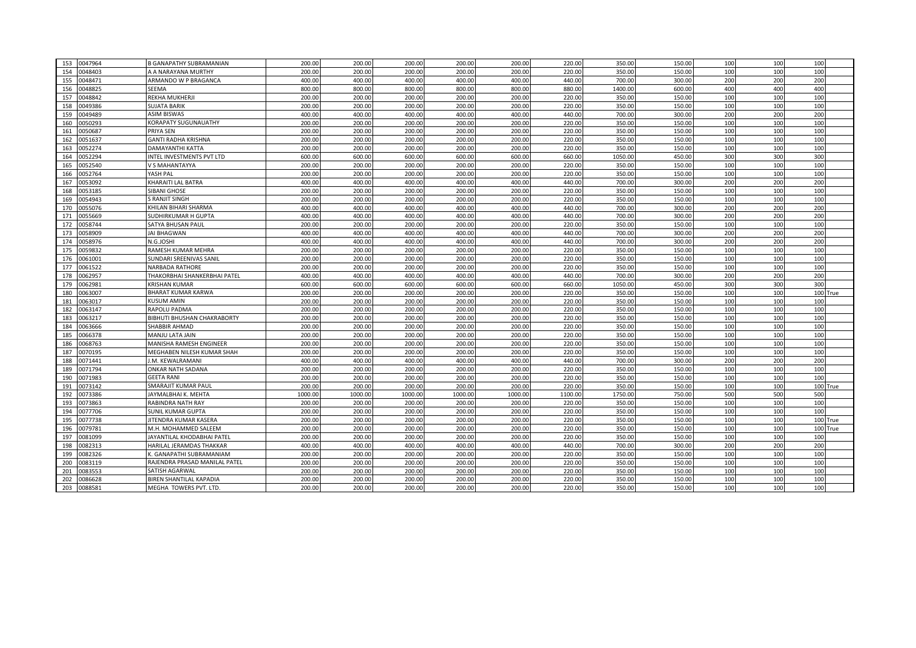| | | | | | | | | | | | | | | |
|---|---|---|---|---|---|---|---|---|---|---|---|---|---|---|
| 153 | 0047964 | B GANAPATHY SUBRAMANIAN | 200.00 | 200.00 | 200.00 | 200.00 | 200.00 | 220.00 | 350.00 | 150.00 | 100 | 100 | 100 | |
| 154 | 0048403 | A A NARAYANA MURTHY | 200.00 | 200.00 | 200.00 | 200.00 | 200.00 | 220.00 | 350.00 | 150.00 | 100 | 100 | 100 | |
| 155 | 0048471 | ARMANDO W P BRAGANCA | 400.00 | 400.00 | 400.00 | 400.00 | 400.00 | 440.00 | 700.00 | 300.00 | 200 | 200 | 200 | |
| 156 | 0048825 | SEEMA | 800.00 | 800.00 | 800.00 | 800.00 | 800.00 | 880.00 | 1400.00 | 600.00 | 400 | 400 | 400 | |
| 157 | 0048842 | REKHA MUKHERJI | 200.00 | 200.00 | 200.00 | 200.00 | 200.00 | 220.00 | 350.00 | 150.00 | 100 | 100 | 100 | |
| 158 | 0049386 | SUJATA BARIK | 200.00 | 200.00 | 200.00 | 200.00 | 200.00 | 220.00 | 350.00 | 150.00 | 100 | 100 | 100 | |
| 159 | 0049489 | ASIM BISWAS | 400.00 | 400.00 | 400.00 | 400.00 | 400.00 | 440.00 | 700.00 | 300.00 | 200 | 200 | 200 | |
| 160 | 0050293 | KORAPATY SUGUNAUATHY | 200.00 | 200.00 | 200.00 | 200.00 | 200.00 | 220.00 | 350.00 | 150.00 | 100 | 100 | 100 | |
| 161 | 0050687 | PRIYA SEN | 200.00 | 200.00 | 200.00 | 200.00 | 200.00 | 220.00 | 350.00 | 150.00 | 100 | 100 | 100 | |
| 162 | 0051637 | GANTI RADHA KRISHNA | 200.00 | 200.00 | 200.00 | 200.00 | 200.00 | 220.00 | 350.00 | 150.00 | 100 | 100 | 100 | |
| 163 | 0052274 | DAMAYANTHI KATTA | 200.00 | 200.00 | 200.00 | 200.00 | 200.00 | 220.00 | 350.00 | 150.00 | 100 | 100 | 100 | |
| 164 | 0052294 | INTEL INVESTMENTS PVT LTD | 600.00 | 600.00 | 600.00 | 600.00 | 600.00 | 660.00 | 1050.00 | 450.00 | 300 | 300 | 300 | |
| 165 | 0052540 | V S MAHANTAYYA | 200.00 | 200.00 | 200.00 | 200.00 | 200.00 | 220.00 | 350.00 | 150.00 | 100 | 100 | 100 | |
| 166 | 0052764 | YASH PAL | 200.00 | 200.00 | 200.00 | 200.00 | 200.00 | 220.00 | 350.00 | 150.00 | 100 | 100 | 100 | |
| 167 | 0053092 | KHARAITI LAL BATRA | 400.00 | 400.00 | 400.00 | 400.00 | 400.00 | 440.00 | 700.00 | 300.00 | 200 | 200 | 200 | |
| 168 | 0053185 | SIBANI GHOSE | 200.00 | 200.00 | 200.00 | 200.00 | 200.00 | 220.00 | 350.00 | 150.00 | 100 | 100 | 100 | |
| 169 | 0054943 | S RANJIT SINGH | 200.00 | 200.00 | 200.00 | 200.00 | 200.00 | 220.00 | 350.00 | 150.00 | 100 | 100 | 100 | |
| 170 | 0055076 | KHILAN BIHARI SHARMA | 400.00 | 400.00 | 400.00 | 400.00 | 400.00 | 440.00 | 700.00 | 300.00 | 200 | 200 | 200 | |
| 171 | 0055669 | SUDHIRKUMAR H GUPTA | 400.00 | 400.00 | 400.00 | 400.00 | 400.00 | 440.00 | 700.00 | 300.00 | 200 | 200 | 200 | |
| 172 | 0058744 | SATYA BHUSAN PAUL | 200.00 | 200.00 | 200.00 | 200.00 | 200.00 | 220.00 | 350.00 | 150.00 | 100 | 100 | 100 | |
| 173 | 0058909 | JAI BHAGWAN | 400.00 | 400.00 | 400.00 | 400.00 | 400.00 | 440.00 | 700.00 | 300.00 | 200 | 200 | 200 | |
| 174 | 0058976 | N.G.JOSHI | 400.00 | 400.00 | 400.00 | 400.00 | 400.00 | 440.00 | 700.00 | 300.00 | 200 | 200 | 200 | |
| 175 | 0059832 | RAMESH KUMAR MEHRA | 200.00 | 200.00 | 200.00 | 200.00 | 200.00 | 220.00 | 350.00 | 150.00 | 100 | 100 | 100 | |
| 176 | 0061001 | SUNDARI SREENIVAS SANIL | 200.00 | 200.00 | 200.00 | 200.00 | 200.00 | 220.00 | 350.00 | 150.00 | 100 | 100 | 100 | |
| 177 | 0061522 | NARBADA RATHORE | 200.00 | 200.00 | 200.00 | 200.00 | 200.00 | 220.00 | 350.00 | 150.00 | 100 | 100 | 100 | |
| 178 | 0062957 | THAKORBHAI SHANKERBHAI PATEL | 400.00 | 400.00 | 400.00 | 400.00 | 400.00 | 440.00 | 700.00 | 300.00 | 200 | 200 | 200 | |
| 179 | 0062981 | KRISHAN KUMAR | 600.00 | 600.00 | 600.00 | 600.00 | 600.00 | 660.00 | 1050.00 | 450.00 | 300 | 300 | 300 | |
| 180 | 0063007 | BHARAT KUMAR KARWA | 200.00 | 200.00 | 200.00 | 200.00 | 200.00 | 220.00 | 350.00 | 150.00 | 100 | 100 | 100 | True |
| 181 | 0063017 | KUSUM AMIN | 200.00 | 200.00 | 200.00 | 200.00 | 200.00 | 220.00 | 350.00 | 150.00 | 100 | 100 | 100 | |
| 182 | 0063147 | RAPOLU PADMA | 200.00 | 200.00 | 200.00 | 200.00 | 200.00 | 220.00 | 350.00 | 150.00 | 100 | 100 | 100 | |
| 183 | 0063217 | BIBHUTI BHUSHAN CHAKRABORTY | 200.00 | 200.00 | 200.00 | 200.00 | 200.00 | 220.00 | 350.00 | 150.00 | 100 | 100 | 100 | |
| 184 | 0063666 | SHABBIR AHMAD | 200.00 | 200.00 | 200.00 | 200.00 | 200.00 | 220.00 | 350.00 | 150.00 | 100 | 100 | 100 | |
| 185 | 0066378 | MANJU LATA JAIN | 200.00 | 200.00 | 200.00 | 200.00 | 200.00 | 220.00 | 350.00 | 150.00 | 100 | 100 | 100 | |
| 186 | 0068763 | MANISHA RAMESH ENGINEER | 200.00 | 200.00 | 200.00 | 200.00 | 200.00 | 220.00 | 350.00 | 150.00 | 100 | 100 | 100 | |
| 187 | 0070195 | MEGHABEN NILESH KUMAR SHAH | 200.00 | 200.00 | 200.00 | 200.00 | 200.00 | 220.00 | 350.00 | 150.00 | 100 | 100 | 100 | |
| 188 | 0071441 | J.M. KEWALRAMANI | 400.00 | 400.00 | 400.00 | 400.00 | 400.00 | 440.00 | 700.00 | 300.00 | 200 | 200 | 200 | |
| 189 | 0071794 | ONKAR NATH SADANA | 200.00 | 200.00 | 200.00 | 200.00 | 200.00 | 220.00 | 350.00 | 150.00 | 100 | 100 | 100 | |
| 190 | 0071983 | GEETA RANI | 200.00 | 200.00 | 200.00 | 200.00 | 200.00 | 220.00 | 350.00 | 150.00 | 100 | 100 | 100 | |
| 191 | 0073142 | SMARAJIT KUMAR PAUL | 200.00 | 200.00 | 200.00 | 200.00 | 200.00 | 220.00 | 350.00 | 150.00 | 100 | 100 | 100 | True |
| 192 | 0073386 | JAYMALBHAI K. MEHTA | 1000.00 | 1000.00 | 1000.00 | 1000.00 | 1000.00 | 1100.00 | 1750.00 | 750.00 | 500 | 500 | 500 | |
| 193 | 0073863 | RABINDRA NATH RAY | 200.00 | 200.00 | 200.00 | 200.00 | 200.00 | 220.00 | 350.00 | 150.00 | 100 | 100 | 100 | |
| 194 | 0077706 | SUNIL KUMAR GUPTA | 200.00 | 200.00 | 200.00 | 200.00 | 200.00 | 220.00 | 350.00 | 150.00 | 100 | 100 | 100 | |
| 195 | 0077738 | JITENDRA KUMAR KASERA | 200.00 | 200.00 | 200.00 | 200.00 | 200.00 | 220.00 | 350.00 | 150.00 | 100 | 100 | 100 | True |
| 196 | 0079781 | M.H. MOHAMMED SALEEM | 200.00 | 200.00 | 200.00 | 200.00 | 200.00 | 220.00 | 350.00 | 150.00 | 100 | 100 | 100 | True |
| 197 | 0081099 | JAYANTILAL KHODABHAI PATEL | 200.00 | 200.00 | 200.00 | 200.00 | 200.00 | 220.00 | 350.00 | 150.00 | 100 | 100 | 100 | |
| 198 | 0082313 | HARILAL JERAMDAS THAKKAR | 400.00 | 400.00 | 400.00 | 400.00 | 400.00 | 440.00 | 700.00 | 300.00 | 200 | 200 | 200 | |
| 199 | 0082326 | K. GANAPATHI SUBRAMANIAM | 200.00 | 200.00 | 200.00 | 200.00 | 200.00 | 220.00 | 350.00 | 150.00 | 100 | 100 | 100 | |
| 200 | 0083119 | RAJENDRA PRASAD MANILAL PATEL | 200.00 | 200.00 | 200.00 | 200.00 | 200.00 | 220.00 | 350.00 | 150.00 | 100 | 100 | 100 | |
| 201 | 0083553 | SATISH AGARWAL | 200.00 | 200.00 | 200.00 | 200.00 | 200.00 | 220.00 | 350.00 | 150.00 | 100 | 100 | 100 | |
| 202 | 0086628 | BIREN SHANTILAL KAPADIA | 200.00 | 200.00 | 200.00 | 200.00 | 200.00 | 220.00 | 350.00 | 150.00 | 100 | 100 | 100 | |
| 203 | 0088581 | MEGHA TOWERS PVT. LTD. | 200.00 | 200.00 | 200.00 | 200.00 | 200.00 | 220.00 | 350.00 | 150.00 | 100 | 100 | 100 | |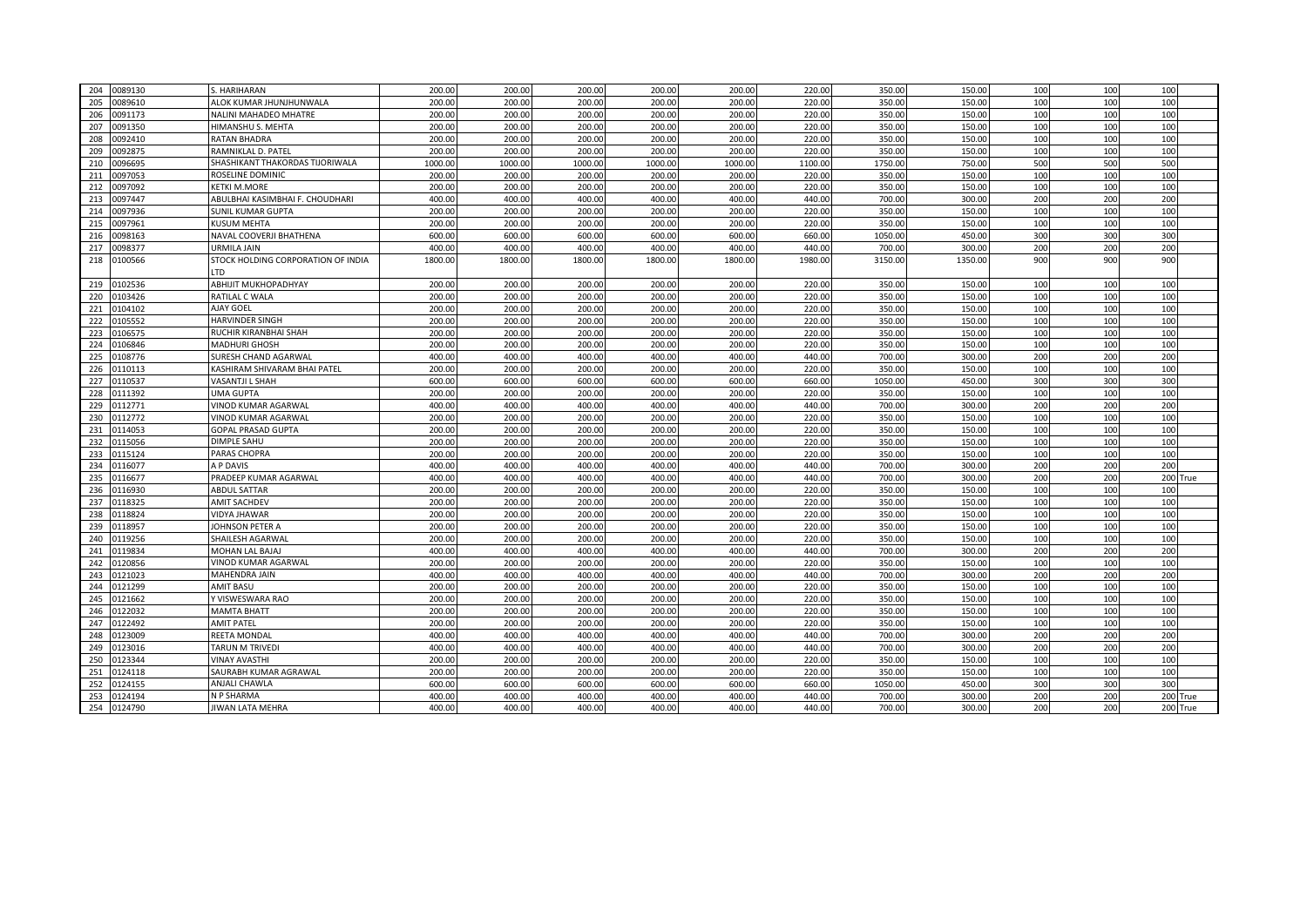| | | | | | | | | | | | | | | |
|---|---|---|---|---|---|---|---|---|---|---|---|---|---|---|
| 204 | 0089130 | S. HARIHARAN | 200.00 | 200.00 | 200.00 | 200.00 | 200.00 | 220.00 | 350.00 | 150.00 | 100 | 100 | 100 | |
| 205 | 0089610 | ALOK KUMAR JHUNJHUNWALA | 200.00 | 200.00 | 200.00 | 200.00 | 200.00 | 220.00 | 350.00 | 150.00 | 100 | 100 | 100 | |
| 206 | 0091173 | NALINI MAHADEO MHATRE | 200.00 | 200.00 | 200.00 | 200.00 | 200.00 | 220.00 | 350.00 | 150.00 | 100 | 100 | 100 | |
| 207 | 0091350 | HIMANSHU S. MEHTA | 200.00 | 200.00 | 200.00 | 200.00 | 200.00 | 220.00 | 350.00 | 150.00 | 100 | 100 | 100 | |
| 208 | 0092410 | RATAN BHADRA | 200.00 | 200.00 | 200.00 | 200.00 | 200.00 | 220.00 | 350.00 | 150.00 | 100 | 100 | 100 | |
| 209 | 0092875 | RAMNIKLAL D. PATEL | 200.00 | 200.00 | 200.00 | 200.00 | 200.00 | 220.00 | 350.00 | 150.00 | 100 | 100 | 100 | |
| 210 | 0096695 | SHASHIKANT THAKORDAS TIJORIWALA | 1000.00 | 1000.00 | 1000.00 | 1000.00 | 1000.00 | 1100.00 | 1750.00 | 750.00 | 500 | 500 | 500 | |
| 211 | 0097053 | ROSELINE DOMINIC | 200.00 | 200.00 | 200.00 | 200.00 | 200.00 | 220.00 | 350.00 | 150.00 | 100 | 100 | 100 | |
| 212 | 0097092 | KETKI M.MORE | 200.00 | 200.00 | 200.00 | 200.00 | 200.00 | 220.00 | 350.00 | 150.00 | 100 | 100 | 100 | |
| 213 | 0097447 | ABULBHAI KASIMBHAI F. CHOUDHARI | 400.00 | 400.00 | 400.00 | 400.00 | 400.00 | 440.00 | 700.00 | 300.00 | 200 | 200 | 200 | |
| 214 | 0097936 | SUNIL KUMAR GUPTA | 200.00 | 200.00 | 200.00 | 200.00 | 200.00 | 220.00 | 350.00 | 150.00 | 100 | 100 | 100 | |
| 215 | 0097961 | KUSUM MEHTA | 200.00 | 200.00 | 200.00 | 200.00 | 200.00 | 220.00 | 350.00 | 150.00 | 100 | 100 | 100 | |
| 216 | 0098163 | NAVAL COOVERJI BHATHENA | 600.00 | 600.00 | 600.00 | 600.00 | 600.00 | 660.00 | 1050.00 | 450.00 | 300 | 300 | 300 | |
| 217 | 0098377 | URMILA JAIN | 400.00 | 400.00 | 400.00 | 400.00 | 400.00 | 440.00 | 700.00 | 300.00 | 200 | 200 | 200 | |
| 218 | 0100566 | STOCK HOLDING CORPORATION OF INDIA LTD | 1800.00 | 1800.00 | 1800.00 | 1800.00 | 1800.00 | 1980.00 | 3150.00 | 1350.00 | 900 | 900 | 900 | |
| 219 | 0102536 | ABHIJIT MUKHOPADHYAY | 200.00 | 200.00 | 200.00 | 200.00 | 200.00 | 220.00 | 350.00 | 150.00 | 100 | 100 | 100 | |
| 220 | 0103426 | RATILAL C WALA | 200.00 | 200.00 | 200.00 | 200.00 | 200.00 | 220.00 | 350.00 | 150.00 | 100 | 100 | 100 | |
| 221 | 0104102 | AJAY GOEL | 200.00 | 200.00 | 200.00 | 200.00 | 200.00 | 220.00 | 350.00 | 150.00 | 100 | 100 | 100 | |
| 222 | 0105552 | HARVINDER SINGH | 200.00 | 200.00 | 200.00 | 200.00 | 200.00 | 220.00 | 350.00 | 150.00 | 100 | 100 | 100 | |
| 223 | 0106575 | RUCHIR KIRANBHAI SHAH | 200.00 | 200.00 | 200.00 | 200.00 | 200.00 | 220.00 | 350.00 | 150.00 | 100 | 100 | 100 | |
| 224 | 0106846 | MADHURI GHOSH | 200.00 | 200.00 | 200.00 | 200.00 | 200.00 | 220.00 | 350.00 | 150.00 | 100 | 100 | 100 | |
| 225 | 0108776 | SURESH CHAND AGARWAL | 400.00 | 400.00 | 400.00 | 400.00 | 400.00 | 440.00 | 700.00 | 300.00 | 200 | 200 | 200 | |
| 226 | 0110113 | KASHIRAM SHIVARAM BHAI PATEL | 200.00 | 200.00 | 200.00 | 200.00 | 200.00 | 220.00 | 350.00 | 150.00 | 100 | 100 | 100 | |
| 227 | 0110537 | VASANTJI L SHAH | 600.00 | 600.00 | 600.00 | 600.00 | 600.00 | 660.00 | 1050.00 | 450.00 | 300 | 300 | 300 | |
| 228 | 0111392 | UMA GUPTA | 200.00 | 200.00 | 200.00 | 200.00 | 200.00 | 220.00 | 350.00 | 150.00 | 100 | 100 | 100 | |
| 229 | 0112771 | VINOD KUMAR AGARWAL | 400.00 | 400.00 | 400.00 | 400.00 | 400.00 | 440.00 | 700.00 | 300.00 | 200 | 200 | 200 | |
| 230 | 0112772 | VINOD KUMAR AGARWAL | 200.00 | 200.00 | 200.00 | 200.00 | 200.00 | 220.00 | 350.00 | 150.00 | 100 | 100 | 100 | |
| 231 | 0114053 | GOPAL PRASAD GUPTA | 200.00 | 200.00 | 200.00 | 200.00 | 200.00 | 220.00 | 350.00 | 150.00 | 100 | 100 | 100 | |
| 232 | 0115056 | DIMPLE SAHU | 200.00 | 200.00 | 200.00 | 200.00 | 200.00 | 220.00 | 350.00 | 150.00 | 100 | 100 | 100 | |
| 233 | 0115124 | PARAS CHOPRA | 200.00 | 200.00 | 200.00 | 200.00 | 200.00 | 220.00 | 350.00 | 150.00 | 100 | 100 | 100 | |
| 234 | 0116077 | A P DAVIS | 400.00 | 400.00 | 400.00 | 400.00 | 400.00 | 440.00 | 700.00 | 300.00 | 200 | 200 | 200 | |
| 235 | 0116677 | PRADEEP KUMAR AGARWAL | 400.00 | 400.00 | 400.00 | 400.00 | 400.00 | 440.00 | 700.00 | 300.00 | 200 | 200 | 200 | True |
| 236 | 0116930 | ABDUL SATTAR | 200.00 | 200.00 | 200.00 | 200.00 | 200.00 | 220.00 | 350.00 | 150.00 | 100 | 100 | 100 | |
| 237 | 0118325 | AMIT SACHDEV | 200.00 | 200.00 | 200.00 | 200.00 | 200.00 | 220.00 | 350.00 | 150.00 | 100 | 100 | 100 | |
| 238 | 0118824 | VIDYA JHAWAR | 200.00 | 200.00 | 200.00 | 200.00 | 200.00 | 220.00 | 350.00 | 150.00 | 100 | 100 | 100 | |
| 239 | 0118957 | JOHNSON PETER A | 200.00 | 200.00 | 200.00 | 200.00 | 200.00 | 220.00 | 350.00 | 150.00 | 100 | 100 | 100 | |
| 240 | 0119256 | SHAILESH AGARWAL | 200.00 | 200.00 | 200.00 | 200.00 | 200.00 | 220.00 | 350.00 | 150.00 | 100 | 100 | 100 | |
| 241 | 0119834 | MOHAN LAL BAJAJ | 400.00 | 400.00 | 400.00 | 400.00 | 400.00 | 440.00 | 700.00 | 300.00 | 200 | 200 | 200 | |
| 242 | 0120856 | VINOD KUMAR AGARWAL | 200.00 | 200.00 | 200.00 | 200.00 | 200.00 | 220.00 | 350.00 | 150.00 | 100 | 100 | 100 | |
| 243 | 0121023 | MAHENDRA JAIN | 400.00 | 400.00 | 400.00 | 400.00 | 400.00 | 440.00 | 700.00 | 300.00 | 200 | 200 | 200 | |
| 244 | 0121299 | AMIT BASU | 200.00 | 200.00 | 200.00 | 200.00 | 200.00 | 220.00 | 350.00 | 150.00 | 100 | 100 | 100 | |
| 245 | 0121662 | Y VISWESWARA RAO | 200.00 | 200.00 | 200.00 | 200.00 | 200.00 | 220.00 | 350.00 | 150.00 | 100 | 100 | 100 | |
| 246 | 0122032 | MAMTA BHATT | 200.00 | 200.00 | 200.00 | 200.00 | 200.00 | 220.00 | 350.00 | 150.00 | 100 | 100 | 100 | |
| 247 | 0122492 | AMIT PATEL | 200.00 | 200.00 | 200.00 | 200.00 | 200.00 | 220.00 | 350.00 | 150.00 | 100 | 100 | 100 | |
| 248 | 0123009 | REETA MONDAL | 400.00 | 400.00 | 400.00 | 400.00 | 400.00 | 440.00 | 700.00 | 300.00 | 200 | 200 | 200 | |
| 249 | 0123016 | TARUN M TRIVEDI | 400.00 | 400.00 | 400.00 | 400.00 | 400.00 | 440.00 | 700.00 | 300.00 | 200 | 200 | 200 | |
| 250 | 0123344 | VINAY AVASTHI | 200.00 | 200.00 | 200.00 | 200.00 | 200.00 | 220.00 | 350.00 | 150.00 | 100 | 100 | 100 | |
| 251 | 0124118 | SAURABH KUMAR AGRAWAL | 200.00 | 200.00 | 200.00 | 200.00 | 200.00 | 220.00 | 350.00 | 150.00 | 100 | 100 | 100 | |
| 252 | 0124155 | ANJALI CHAWLA | 600.00 | 600.00 | 600.00 | 600.00 | 600.00 | 660.00 | 1050.00 | 450.00 | 300 | 300 | 300 | |
| 253 | 0124194 | N P SHARMA | 400.00 | 400.00 | 400.00 | 400.00 | 400.00 | 440.00 | 700.00 | 300.00 | 200 | 200 | 200 | True |
| 254 | 0124790 | JIWAN LATA MEHRA | 400.00 | 400.00 | 400.00 | 400.00 | 400.00 | 440.00 | 700.00 | 300.00 | 200 | 200 | 200 | True |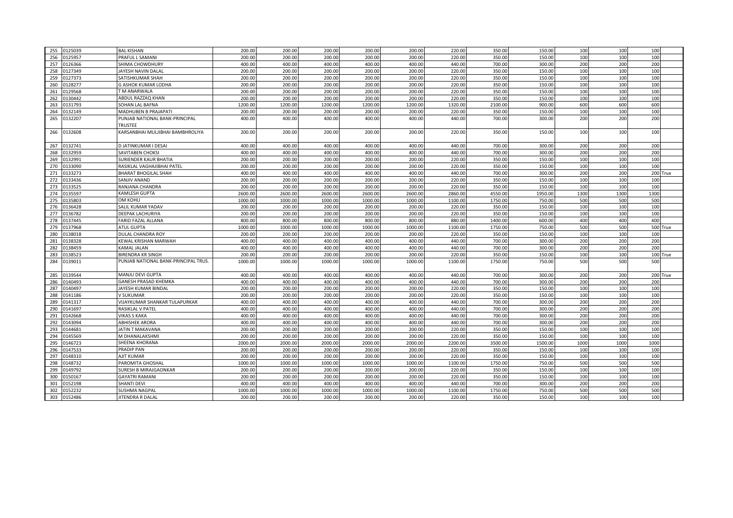| | | | | | | | | | | | | | | |
|---|---|---|---|---|---|---|---|---|---|---|---|---|---|---|
| 255 | 0125039 | BAL KISHAN | 200.00 | 200.00 | 200.00 | 200.00 | 200.00 | 220.00 | 350.00 | 150.00 | 100 | 100 | 100 | |
| 256 | 0125957 | PRAFUL L SAMANI | 200.00 | 200.00 | 200.00 | 200.00 | 200.00 | 220.00 | 350.00 | 150.00 | 100 | 100 | 100 | |
| 257 | 0126366 | SHIMA CHOWDHURY | 400.00 | 400.00 | 400.00 | 400.00 | 400.00 | 440.00 | 700.00 | 300.00 | 200 | 200 | 200 | |
| 258 | 0127349 | JAYESH NAVIN DALAL | 200.00 | 200.00 | 200.00 | 200.00 | 200.00 | 220.00 | 350.00 | 150.00 | 100 | 100 | 100 | |
| 259 | 0127373 | SATISHKUMAR SHAH | 200.00 | 200.00 | 200.00 | 200.00 | 200.00 | 220.00 | 350.00 | 150.00 | 100 | 100 | 100 | |
| 260 | 0128277 | G ASHOK KUMAR LODHA | 200.00 | 200.00 | 200.00 | 200.00 | 200.00 | 220.00 | 350.00 | 150.00 | 100 | 100 | 100 | |
| 261 | 0129568 | T M ANARWALA | 200.00 | 200.00 | 200.00 | 200.00 | 200.00 | 220.00 | 350.00 | 150.00 | 100 | 100 | 100 | |
| 262 | 0130442 | ABDUL RAZZAQ KHAN | 200.00 | 200.00 | 200.00 | 200.00 | 200.00 | 220.00 | 350.00 | 150.00 | 100 | 100 | 100 | |
| 263 | 0131793 | SOHAN LAL BAFNA | 1200.00 | 1200.00 | 1200.00 | 1200.00 | 1200.00 | 1320.00 | 2100.00 | 900.00 | 600 | 600 | 600 | |
| 264 | 0132149 | MADHUBEN B PRAJAPATI | 200.00 | 200.00 | 200.00 | 200.00 | 200.00 | 220.00 | 350.00 | 150.00 | 100 | 100 | 100 | |
| 265 | 0132207 | PUNJAB NATIONAL BANK-PRINCIPAL TRUSTEE | 400.00 | 400.00 | 400.00 | 400.00 | 400.00 | 440.00 | 700.00 | 300.00 | 200 | 200 | 200 | |
| 266 | 0132608 | KARSANBHAI MULJIBHAI BAMBHROLIYA | 200.00 | 200.00 | 200.00 | 200.00 | 200.00 | 220.00 | 350.00 | 150.00 | 100 | 100 | 100 | |
| 267 | 0132741 | D JATINKUMAR I DESAI | 400.00 | 400.00 | 400.00 | 400.00 | 400.00 | 440.00 | 700.00 | 300.00 | 200 | 200 | 200 | |
| 268 | 0132959 | SAVITABEN CHOKSI | 400.00 | 400.00 | 400.00 | 400.00 | 400.00 | 440.00 | 700.00 | 300.00 | 200 | 200 | 200 | |
| 269 | 0132991 | SURIENDER KAUR BHATIA | 200.00 | 200.00 | 200.00 | 200.00 | 200.00 | 220.00 | 350.00 | 150.00 | 100 | 100 | 100 | |
| 270 | 0133090 | RASIKLAL VAGHAJIBHAI PATEL | 200.00 | 200.00 | 200.00 | 200.00 | 200.00 | 220.00 | 350.00 | 150.00 | 100 | 100 | 100 | |
| 271 | 0133273 | BHARAT BHOGILAL SHAH | 400.00 | 400.00 | 400.00 | 400.00 | 400.00 | 440.00 | 700.00 | 300.00 | 200 | 200 | 200 | True |
| 272 | 0133436 | SANJIV ANAND | 200.00 | 200.00 | 200.00 | 200.00 | 200.00 | 220.00 | 350.00 | 150.00 | 100 | 100 | 100 | |
| 273 | 0133525 | RANJANA CHANDRA | 200.00 | 200.00 | 200.00 | 200.00 | 200.00 | 220.00 | 350.00 | 150.00 | 100 | 100 | 100 | |
| 274 | 0135597 | KAMLESH GUPTA | 2600.00 | 2600.00 | 2600.00 | 2600.00 | 2600.00 | 2860.00 | 4550.00 | 1950.00 | 1300 | 1300 | 1300 | |
| 275 | 0135803 | OM KOHLI | 1000.00 | 1000.00 | 1000.00 | 1000.00 | 1000.00 | 1100.00 | 1750.00 | 750.00 | 500 | 500 | 500 | |
| 276 | 0136428 | SALIL KUMAR YADAV | 200.00 | 200.00 | 200.00 | 200.00 | 200.00 | 220.00 | 350.00 | 150.00 | 100 | 100 | 100 | |
| 277 | 0136782 | DEEPAK LACHURIYA | 200.00 | 200.00 | 200.00 | 200.00 | 200.00 | 220.00 | 350.00 | 150.00 | 100 | 100 | 100 | |
| 278 | 0137445 | FARID FAZAL ALLANA | 800.00 | 800.00 | 800.00 | 800.00 | 800.00 | 880.00 | 1400.00 | 600.00 | 400 | 400 | 400 | |
| 279 | 0137968 | ATUL GUPTA | 1000.00 | 1000.00 | 1000.00 | 1000.00 | 1000.00 | 1100.00 | 1750.00 | 750.00 | 500 | 500 | 500 | True |
| 280 | 0138018 | DULAL CHANDRA ROY | 200.00 | 200.00 | 200.00 | 200.00 | 200.00 | 220.00 | 350.00 | 150.00 | 100 | 100 | 100 | |
| 281 | 0138328 | KEWAL KRISHAN MARWAH | 400.00 | 400.00 | 400.00 | 400.00 | 400.00 | 440.00 | 700.00 | 300.00 | 200 | 200 | 200 | |
| 282 | 0138459 | KAMAL JALAN | 400.00 | 400.00 | 400.00 | 400.00 | 400.00 | 440.00 | 700.00 | 300.00 | 200 | 200 | 200 | |
| 283 | 0138523 | BIRENDRA KR SINGH | 200.00 | 200.00 | 200.00 | 200.00 | 200.00 | 220.00 | 350.00 | 150.00 | 100 | 100 | 100 | True |
| 284 | 0139011 | PUNJAB NATIONAL BANK-PRINCIPAL TRUS. | 1000.00 | 1000.00 | 1000.00 | 1000.00 | 1000.00 | 1100.00 | 1750.00 | 750.00 | 500 | 500 | 500 | |
| 285 | 0139544 | MANJU DEVI GUPTA | 400.00 | 400.00 | 400.00 | 400.00 | 400.00 | 440.00 | 700.00 | 300.00 | 200 | 200 | 200 | True |
| 286 | 0140493 | GANESH PRASAD KHEMKA | 400.00 | 400.00 | 400.00 | 400.00 | 400.00 | 440.00 | 700.00 | 300.00 | 200 | 200 | 200 | |
| 287 | 0140497 | JAYESH KUMAR BINDAL | 200.00 | 200.00 | 200.00 | 200.00 | 200.00 | 220.00 | 350.00 | 150.00 | 100 | 100 | 100 | |
| 288 | 0141186 | V SUKUMAR | 200.00 | 200.00 | 200.00 | 200.00 | 200.00 | 220.00 | 350.00 | 150.00 | 100 | 100 | 100 | |
| 289 | 0141317 | VIJAYKUMAR SHANKAR TULAPURKAR | 400.00 | 400.00 | 400.00 | 400.00 | 400.00 | 440.00 | 700.00 | 300.00 | 200 | 200 | 200 | |
| 290 | 0141697 | RASIKLAL V PATEL | 400.00 | 400.00 | 400.00 | 400.00 | 400.00 | 440.00 | 700.00 | 300.00 | 200 | 200 | 200 | |
| 291 | 0142668 | VIKAS S KAKA | 400.00 | 400.00 | 400.00 | 400.00 | 400.00 | 440.00 | 700.00 | 300.00 | 200 | 200 | 200 | |
| 292 | 0143094 | ABHISHEK ARORA | 400.00 | 400.00 | 400.00 | 400.00 | 400.00 | 440.00 | 700.00 | 300.00 | 200 | 200 | 200 | |
| 293 | 0144681 | JATIN T MAKAVANA | 200.00 | 200.00 | 200.00 | 200.00 | 200.00 | 220.00 | 350.00 | 150.00 | 100 | 100 | 100 | |
| 294 | 0145569 | M DHANALAKSHMI | 200.00 | 200.00 | 200.00 | 200.00 | 200.00 | 220.00 | 350.00 | 150.00 | 100 | 100 | 100 | |
| 295 | 0146723 | SHEENA KHORANA | 2000.00 | 2000.00 | 2000.00 | 2000.00 | 2000.00 | 2200.00 | 3500.00 | 1500.00 | 1000 | 1000 | 1000 | |
| 296 | 0147533 | PRADIP PAN | 200.00 | 200.00 | 200.00 | 200.00 | 200.00 | 220.00 | 350.00 | 150.00 | 100 | 100 | 100 | |
| 297 | 0148310 | AJIT KUMAR | 200.00 | 200.00 | 200.00 | 200.00 | 200.00 | 220.00 | 350.00 | 150.00 | 100 | 100 | 100 | |
| 298 | 0148732 | PAROMITA GHOSHAL | 1000.00 | 1000.00 | 1000.00 | 1000.00 | 1000.00 | 1100.00 | 1750.00 | 750.00 | 500 | 500 | 500 | |
| 299 | 0149792 | SURESH B MIRAJGAONKAR | 200.00 | 200.00 | 200.00 | 200.00 | 200.00 | 220.00 | 350.00 | 150.00 | 100 | 100 | 100 | |
| 300 | 0150167 | GAYATRI RAMANI | 200.00 | 200.00 | 200.00 | 200.00 | 200.00 | 220.00 | 350.00 | 150.00 | 100 | 100 | 100 | |
| 301 | 0152198 | SHANTI DEVI | 400.00 | 400.00 | 400.00 | 400.00 | 400.00 | 440.00 | 700.00 | 300.00 | 200 | 200 | 200 | |
| 302 | 0152232 | SUSHMA NAGPAL | 1000.00 | 1000.00 | 1000.00 | 1000.00 | 1000.00 | 1100.00 | 1750.00 | 750.00 | 500 | 500 | 500 | |
| 303 | 0152486 | JITENDRA R DALAL | 200.00 | 200.00 | 200.00 | 200.00 | 200.00 | 220.00 | 350.00 | 150.00 | 100 | 100 | 100 | |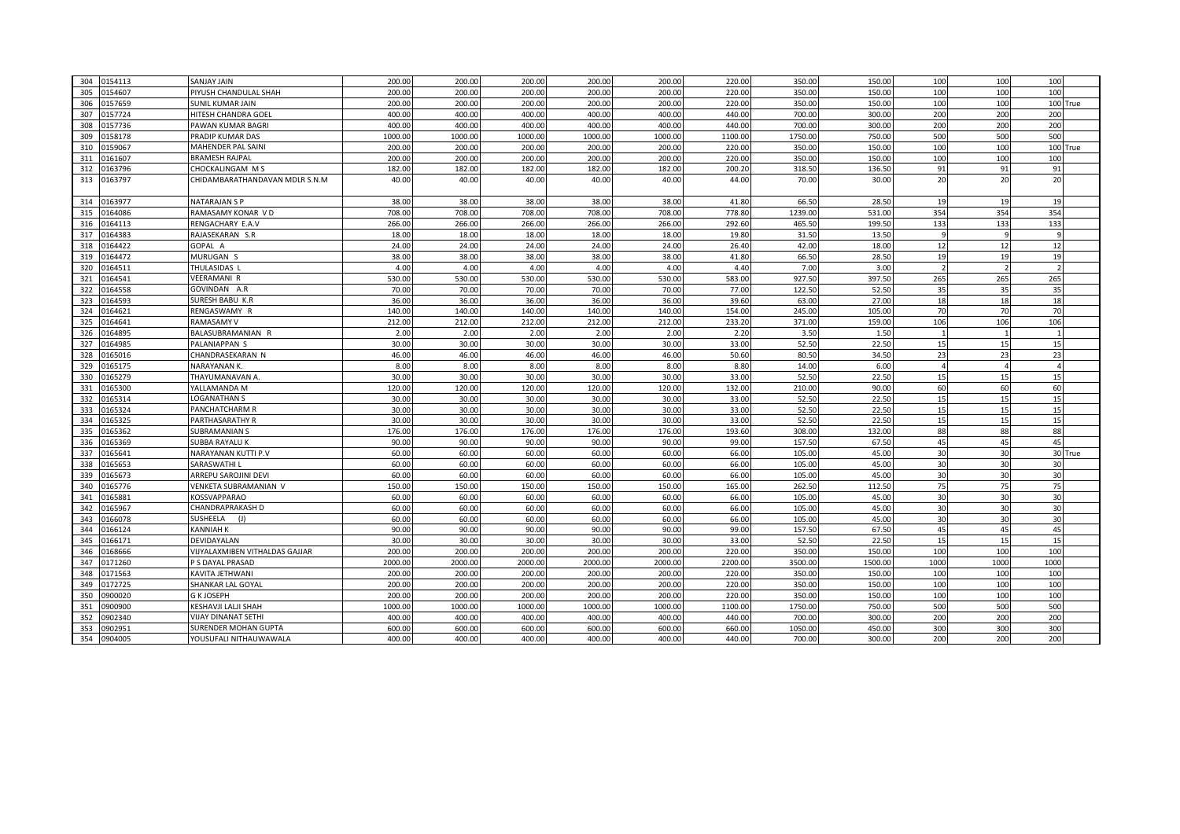| | | | | | | | | | | | | | | |
|---|---|---|---|---|---|---|---|---|---|---|---|---|---|---|
| 304 | 0154113 | SANJAY JAIN | 200.00 | 200.00 | 200.00 | 200.00 | 200.00 | 220.00 | 350.00 | 150.00 | 100 | 100 | 100 | |
| 305 | 0154607 | PIYUSH CHANDULAL SHAH | 200.00 | 200.00 | 200.00 | 200.00 | 200.00 | 220.00 | 350.00 | 150.00 | 100 | 100 | 100 | |
| 306 | 0157659 | SUNIL KUMAR JAIN | 200.00 | 200.00 | 200.00 | 200.00 | 200.00 | 220.00 | 350.00 | 150.00 | 100 | 100 | 100 | True |
| 307 | 0157724 | HITESH CHANDRA GOEL | 400.00 | 400.00 | 400.00 | 400.00 | 400.00 | 440.00 | 700.00 | 300.00 | 200 | 200 | 200 | |
| 308 | 0157736 | PAWAN KUMAR BAGRI | 400.00 | 400.00 | 400.00 | 400.00 | 400.00 | 440.00 | 700.00 | 300.00 | 200 | 200 | 200 | |
| 309 | 0158178 | PRADIP KUMAR DAS | 1000.00 | 1000.00 | 1000.00 | 1000.00 | 1000.00 | 1100.00 | 1750.00 | 750.00 | 500 | 500 | 500 | |
| 310 | 0159067 | MAHENDER PAL SAINI | 200.00 | 200.00 | 200.00 | 200.00 | 200.00 | 220.00 | 350.00 | 150.00 | 100 | 100 | 100 | True |
| 311 | 0161607 | BRAMESH RAJPAL | 200.00 | 200.00 | 200.00 | 200.00 | 200.00 | 220.00 | 350.00 | 150.00 | 100 | 100 | 100 | |
| 312 | 0163796 | CHOCKALINGAM M S | 182.00 | 182.00 | 182.00 | 182.00 | 182.00 | 200.20 | 318.50 | 136.50 | 91 | 91 | 91 | |
| 313 | 0163797 | CHIDAMBARATHANDAVAN MDLR S.N.M | 40.00 | 40.00 | 40.00 | 40.00 | 40.00 | 44.00 | 70.00 | 30.00 | 20 | 20 | 20 | |
| 314 | 0163977 | NATARAJAN S P | 38.00 | 38.00 | 38.00 | 38.00 | 38.00 | 41.80 | 66.50 | 28.50 | 19 | 19 | 19 | |
| 315 | 0164086 | RAMASAMY KONAR V D | 708.00 | 708.00 | 708.00 | 708.00 | 708.00 | 778.80 | 1239.00 | 531.00 | 354 | 354 | 354 | |
| 316 | 0164113 | RENGACHARY E.A.V | 266.00 | 266.00 | 266.00 | 266.00 | 266.00 | 292.60 | 465.50 | 199.50 | 133 | 133 | 133 | |
| 317 | 0164383 | RAJASEKARAN S.R | 18.00 | 18.00 | 18.00 | 18.00 | 18.00 | 19.80 | 31.50 | 13.50 | 9 | 9 | 9 | |
| 318 | 0164422 | GOPAL A | 24.00 | 24.00 | 24.00 | 24.00 | 24.00 | 26.40 | 42.00 | 18.00 | 12 | 12 | 12 | |
| 319 | 0164472 | MURUGAN S | 38.00 | 38.00 | 38.00 | 38.00 | 38.00 | 41.80 | 66.50 | 28.50 | 19 | 19 | 19 | |
| 320 | 0164511 | THULASIDAS L | 4.00 | 4.00 | 4.00 | 4.00 | 4.00 | 4.40 | 7.00 | 3.00 | 2 | 2 | 2 | |
| 321 | 0164541 | VEERAMANI R | 530.00 | 530.00 | 530.00 | 530.00 | 530.00 | 583.00 | 927.50 | 397.50 | 265 | 265 | 265 | |
| 322 | 0164558 | GOVINDAN A.R | 70.00 | 70.00 | 70.00 | 70.00 | 70.00 | 77.00 | 122.50 | 52.50 | 35 | 35 | 35 | |
| 323 | 0164593 | SURESH BABU K.R | 36.00 | 36.00 | 36.00 | 36.00 | 36.00 | 39.60 | 63.00 | 27.00 | 18 | 18 | 18 | |
| 324 | 0164621 | RENGASWAMY R | 140.00 | 140.00 | 140.00 | 140.00 | 140.00 | 154.00 | 245.00 | 105.00 | 70 | 70 | 70 | |
| 325 | 0164641 | RAMASAMY V | 212.00 | 212.00 | 212.00 | 212.00 | 212.00 | 233.20 | 371.00 | 159.00 | 106 | 106 | 106 | |
| 326 | 0164895 | BALASUBRAMANIAN R | 2.00 | 2.00 | 2.00 | 2.00 | 2.00 | 2.20 | 3.50 | 1.50 | 1 | 1 | 1 | |
| 327 | 0164985 | PALANIAPPAN S | 30.00 | 30.00 | 30.00 | 30.00 | 30.00 | 33.00 | 52.50 | 22.50 | 15 | 15 | 15 | |
| 328 | 0165016 | CHANDRASEKARAN N | 46.00 | 46.00 | 46.00 | 46.00 | 46.00 | 50.60 | 80.50 | 34.50 | 23 | 23 | 23 | |
| 329 | 0165175 | NARAYANAN K. | 8.00 | 8.00 | 8.00 | 8.00 | 8.00 | 8.80 | 14.00 | 6.00 | 4 | 4 | 4 | |
| 330 | 0165279 | THAYUMANAVAN A. | 30.00 | 30.00 | 30.00 | 30.00 | 30.00 | 33.00 | 52.50 | 22.50 | 15 | 15 | 15 | |
| 331 | 0165300 | YALLAMANDA M | 120.00 | 120.00 | 120.00 | 120.00 | 120.00 | 132.00 | 210.00 | 90.00 | 60 | 60 | 60 | |
| 332 | 0165314 | LOGANATHAN S | 30.00 | 30.00 | 30.00 | 30.00 | 30.00 | 33.00 | 52.50 | 22.50 | 15 | 15 | 15 | |
| 333 | 0165324 | PANCHATCHARM R | 30.00 | 30.00 | 30.00 | 30.00 | 30.00 | 33.00 | 52.50 | 22.50 | 15 | 15 | 15 | |
| 334 | 0165325 | PARTHASARATHY R | 30.00 | 30.00 | 30.00 | 30.00 | 30.00 | 33.00 | 52.50 | 22.50 | 15 | 15 | 15 | |
| 335 | 0165362 | SUBRAMANIAN S | 176.00 | 176.00 | 176.00 | 176.00 | 176.00 | 193.60 | 308.00 | 132.00 | 88 | 88 | 88 | |
| 336 | 0165369 | SUBBA RAYALU K | 90.00 | 90.00 | 90.00 | 90.00 | 90.00 | 99.00 | 157.50 | 67.50 | 45 | 45 | 45 | |
| 337 | 0165641 | NARAYANAN KUTTI P.V | 60.00 | 60.00 | 60.00 | 60.00 | 60.00 | 66.00 | 105.00 | 45.00 | 30 | 30 | 30 | True |
| 338 | 0165653 | SARASWATHI L | 60.00 | 60.00 | 60.00 | 60.00 | 60.00 | 66.00 | 105.00 | 45.00 | 30 | 30 | 30 | |
| 339 | 0165673 | ARREPU SAROJINI DEVI | 60.00 | 60.00 | 60.00 | 60.00 | 60.00 | 66.00 | 105.00 | 45.00 | 30 | 30 | 30 | |
| 340 | 0165776 | VENKETA SUBRAMANIAN V | 150.00 | 150.00 | 150.00 | 150.00 | 150.00 | 165.00 | 262.50 | 112.50 | 75 | 75 | 75 | |
| 341 | 0165881 | KOSSVAPPARAO | 60.00 | 60.00 | 60.00 | 60.00 | 60.00 | 66.00 | 105.00 | 45.00 | 30 | 30 | 30 | |
| 342 | 0165967 | CHANDRAPRAKASH D | 60.00 | 60.00 | 60.00 | 60.00 | 60.00 | 66.00 | 105.00 | 45.00 | 30 | 30 | 30 | |
| 343 | 0166078 | SUSHEELA (J) | 60.00 | 60.00 | 60.00 | 60.00 | 60.00 | 66.00 | 105.00 | 45.00 | 30 | 30 | 30 | |
| 344 | 0166124 | KANNIAH K | 90.00 | 90.00 | 90.00 | 90.00 | 90.00 | 99.00 | 157.50 | 67.50 | 45 | 45 | 45 | |
| 345 | 0166171 | DEVIDAYALAN | 30.00 | 30.00 | 30.00 | 30.00 | 30.00 | 33.00 | 52.50 | 22.50 | 15 | 15 | 15 | |
| 346 | 0168666 | VIJYALAXMIBEN VITHALDAS GAJJAR | 200.00 | 200.00 | 200.00 | 200.00 | 200.00 | 220.00 | 350.00 | 150.00 | 100 | 100 | 100 | |
| 347 | 0171260 | P S DAYAL PRASAD | 2000.00 | 2000.00 | 2000.00 | 2000.00 | 2000.00 | 2200.00 | 3500.00 | 1500.00 | 1000 | 1000 | 1000 | |
| 348 | 0171563 | KAVITA JETHWANI | 200.00 | 200.00 | 200.00 | 200.00 | 200.00 | 220.00 | 350.00 | 150.00 | 100 | 100 | 100 | |
| 349 | 0172725 | SHANKAR LAL GOYAL | 200.00 | 200.00 | 200.00 | 200.00 | 200.00 | 220.00 | 350.00 | 150.00 | 100 | 100 | 100 | |
| 350 | 0900020 | G K JOSEPH | 200.00 | 200.00 | 200.00 | 200.00 | 200.00 | 220.00 | 350.00 | 150.00 | 100 | 100 | 100 | |
| 351 | 0900900 | KESHAVJI LALJI SHAH | 1000.00 | 1000.00 | 1000.00 | 1000.00 | 1000.00 | 1100.00 | 1750.00 | 750.00 | 500 | 500 | 500 | |
| 352 | 0902340 | VIJAY DINANAT SETHI | 400.00 | 400.00 | 400.00 | 400.00 | 400.00 | 440.00 | 700.00 | 300.00 | 200 | 200 | 200 | |
| 353 | 0902951 | SURENDER MOHAN GUPTA | 600.00 | 600.00 | 600.00 | 600.00 | 600.00 | 660.00 | 1050.00 | 450.00 | 300 | 300 | 300 | |
| 354 | 0904005 | YOUSUFALI NITHAUWAWALA | 400.00 | 400.00 | 400.00 | 400.00 | 400.00 | 440.00 | 700.00 | 300.00 | 200 | 200 | 200 | |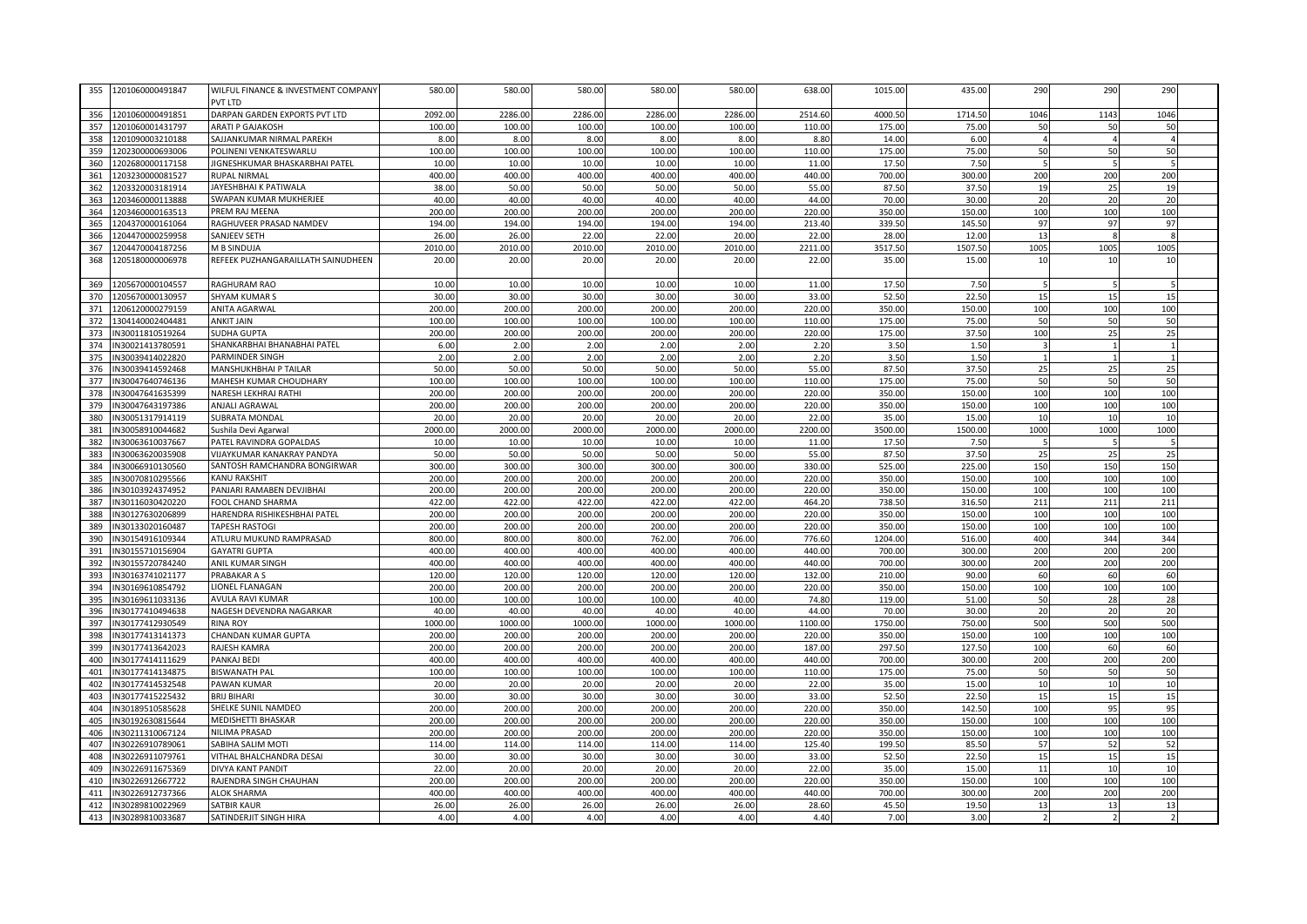| | | | | | | | | | | | | | |
|---|---|---|---|---|---|---|---|---|---|---|---|---|---|
| 355 | 1201060000491847 | WILFUL FINANCE & INVESTMENT COMPANY PVT LTD | 580.00 | 580.00 | 580.00 | 580.00 | 580.00 | 638.00 | 1015.00 | 435.00 | 290 | 290 | 290 |
| 356 | 1201060000491851 | DARPAN GARDEN EXPORTS PVT LTD | 2092.00 | 2286.00 | 2286.00 | 2286.00 | 2286.00 | 2514.60 | 4000.50 | 1714.50 | 1046 | 1143 | 1046 |
| 357 | 1201060001431797 | ARATI P GAJAKOSH | 100.00 | 100.00 | 100.00 | 100.00 | 100.00 | 110.00 | 175.00 | 75.00 | 50 | 50 | 50 |
| 358 | 1201090003210188 | SAJJANKUMAR NIRMAL PAREKH | 8.00 | 8.00 | 8.00 | 8.00 | 8.00 | 8.80 | 14.00 | 6.00 | 4 | 4 | 4 |
| 359 | 1202300000693006 | POLINENI VENKATESWARLU | 100.00 | 100.00 | 100.00 | 100.00 | 100.00 | 110.00 | 175.00 | 75.00 | 50 | 50 | 50 |
| 360 | 1202680000117158 | JIGNESHKUMAR BHASKARBHAI PATEL | 10.00 | 10.00 | 10.00 | 10.00 | 10.00 | 11.00 | 17.50 | 7.50 | 5 | 5 | 5 |
| 361 | 1203230000081527 | RUPAL NIRMAL | 400.00 | 400.00 | 400.00 | 400.00 | 400.00 | 440.00 | 700.00 | 300.00 | 200 | 200 | 200 |
| 362 | 1203320003181914 | JAYESHBHAI K PATIWALA | 38.00 | 50.00 | 50.00 | 50.00 | 50.00 | 55.00 | 87.50 | 37.50 | 19 | 25 | 19 |
| 363 | 1203460000113888 | SWAPAN KUMAR MUKHERJEE | 40.00 | 40.00 | 40.00 | 40.00 | 40.00 | 44.00 | 70.00 | 30.00 | 20 | 20 | 20 |
| 364 | 1203460000163513 | PREM RAJ MEENA | 200.00 | 200.00 | 200.00 | 200.00 | 200.00 | 220.00 | 350.00 | 150.00 | 100 | 100 | 100 |
| 365 | 1204370000161064 | RAGHUVEER PRASAD NAMDEV | 194.00 | 194.00 | 194.00 | 194.00 | 194.00 | 213.40 | 339.50 | 145.50 | 97 | 97 | 97 |
| 366 | 1204470000259958 | SANJEEV SETH | 26.00 | 26.00 | 22.00 | 22.00 | 20.00 | 22.00 | 28.00 | 12.00 | 13 | 8 | 8 |
| 367 | 1204470004187256 | M B SINDUJA | 2010.00 | 2010.00 | 2010.00 | 2010.00 | 2010.00 | 2211.00 | 3517.50 | 1507.50 | 1005 | 1005 | 1005 |
| 368 | 1205180000006978 | REFEEK PUZHANGARAILLATH SAINUDHEEN | 20.00 | 20.00 | 20.00 | 20.00 | 20.00 | 22.00 | 35.00 | 15.00 | 10 | 10 | 10 |
| 369 | 1205670000104557 | RAGHURAM RAO | 10.00 | 10.00 | 10.00 | 10.00 | 10.00 | 11.00 | 17.50 | 7.50 | 5 | 5 | 5 |
| 370 | 1205670000130957 | SHYAM KUMAR S | 30.00 | 30.00 | 30.00 | 30.00 | 30.00 | 33.00 | 52.50 | 22.50 | 15 | 15 | 15 |
| 371 | 1206120000279159 | ANITA AGARWAL | 200.00 | 200.00 | 200.00 | 200.00 | 200.00 | 220.00 | 350.00 | 150.00 | 100 | 100 | 100 |
| 372 | 1304140002404481 | ANKIT JAIN | 100.00 | 100.00 | 100.00 | 100.00 | 100.00 | 110.00 | 175.00 | 75.00 | 50 | 50 | 50 |
| 373 | IN30011810519264 | SUDHA GUPTA | 200.00 | 200.00 | 200.00 | 200.00 | 200.00 | 220.00 | 175.00 | 37.50 | 100 | 25 | 25 |
| 374 | IN30021413780591 | SHANKARBHAI BHANABHAI PATEL | 6.00 | 2.00 | 2.00 | 2.00 | 2.00 | 2.20 | 3.50 | 1.50 | 3 | 1 | 1 |
| 375 | IN30039414022820 | PARMINDER SINGH | 2.00 | 2.00 | 2.00 | 2.00 | 2.00 | 2.20 | 3.50 | 1.50 | 1 | 1 | 1 |
| 376 | IN30039414592468 | MANSHUKHBHAI P TAILAR | 50.00 | 50.00 | 50.00 | 50.00 | 50.00 | 55.00 | 87.50 | 37.50 | 25 | 25 | 25 |
| 377 | IN30047640746136 | MAHESH KUMAR CHOUDHARY | 100.00 | 100.00 | 100.00 | 100.00 | 100.00 | 110.00 | 175.00 | 75.00 | 50 | 50 | 50 |
| 378 | IN30047641635399 | NARESH LEKHRAJ RATHI | 200.00 | 200.00 | 200.00 | 200.00 | 200.00 | 220.00 | 350.00 | 150.00 | 100 | 100 | 100 |
| 379 | IN30047643197386 | ANJALI AGRAWAL | 200.00 | 200.00 | 200.00 | 200.00 | 200.00 | 220.00 | 350.00 | 150.00 | 100 | 100 | 100 |
| 380 | IN30051317914119 | SUBRATA MONDAL | 20.00 | 20.00 | 20.00 | 20.00 | 20.00 | 22.00 | 35.00 | 15.00 | 10 | 10 | 10 |
| 381 | IN30058910044682 | Sushila Devi Agarwal | 2000.00 | 2000.00 | 2000.00 | 2000.00 | 2000.00 | 2200.00 | 3500.00 | 1500.00 | 1000 | 1000 | 1000 |
| 382 | IN30063610037667 | PATEL RAVINDRA GOPALDAS | 10.00 | 10.00 | 10.00 | 10.00 | 10.00 | 11.00 | 17.50 | 7.50 | 5 | 5 | 5 |
| 383 | IN30063620035908 | VIJAYKUMAR KANAKRAY PANDYA | 50.00 | 50.00 | 50.00 | 50.00 | 50.00 | 55.00 | 87.50 | 37.50 | 25 | 25 | 25 |
| 384 | IN30066910130560 | SANTOSH RAMCHANDRA BONGIRWAR | 300.00 | 300.00 | 300.00 | 300.00 | 300.00 | 330.00 | 525.00 | 225.00 | 150 | 150 | 150 |
| 385 | IN30070810295566 | KANU RAKSHIT | 200.00 | 200.00 | 200.00 | 200.00 | 200.00 | 220.00 | 350.00 | 150.00 | 100 | 100 | 100 |
| 386 | IN30103924374952 | PANJARI RAMABEN DEVJIBHAI | 200.00 | 200.00 | 200.00 | 200.00 | 200.00 | 220.00 | 350.00 | 150.00 | 100 | 100 | 100 |
| 387 | IN30116030420220 | FOOL CHAND SHARMA | 422.00 | 422.00 | 422.00 | 422.00 | 422.00 | 464.20 | 738.50 | 316.50 | 211 | 211 | 211 |
| 388 | IN30127630206899 | HARENDRA RISHIKESHBHAI PATEL | 200.00 | 200.00 | 200.00 | 200.00 | 200.00 | 220.00 | 350.00 | 150.00 | 100 | 100 | 100 |
| 389 | IN30133020160487 | TAPESH RASTOGI | 200.00 | 200.00 | 200.00 | 200.00 | 200.00 | 220.00 | 350.00 | 150.00 | 100 | 100 | 100 |
| 390 | IN30154916109344 | ATLURU MUKUND RAMPRASAD | 800.00 | 800.00 | 800.00 | 762.00 | 706.00 | 776.60 | 1204.00 | 516.00 | 400 | 344 | 344 |
| 391 | IN30155710156904 | GAYATRI GUPTA | 400.00 | 400.00 | 400.00 | 400.00 | 400.00 | 440.00 | 700.00 | 300.00 | 200 | 200 | 200 |
| 392 | IN30155720784240 | ANIL KUMAR SINGH | 400.00 | 400.00 | 400.00 | 400.00 | 400.00 | 440.00 | 700.00 | 300.00 | 200 | 200 | 200 |
| 393 | IN30163741021177 | PRABAKAR A S | 120.00 | 120.00 | 120.00 | 120.00 | 120.00 | 132.00 | 210.00 | 90.00 | 60 | 60 | 60 |
| 394 | IN30169610854792 | LIONEL FLANAGAN | 200.00 | 200.00 | 200.00 | 200.00 | 200.00 | 220.00 | 350.00 | 150.00 | 100 | 100 | 100 |
| 395 | IN30169611033136 | AVULA RAVI KUMAR | 100.00 | 100.00 | 100.00 | 100.00 | 40.00 | 74.80 | 119.00 | 51.00 | 50 | 28 | 28 |
| 396 | IN30177410494638 | NAGESH DEVENDRA NAGARKAR | 40.00 | 40.00 | 40.00 | 40.00 | 40.00 | 44.00 | 70.00 | 30.00 | 20 | 20 | 20 |
| 397 | IN30177412930549 | RINA ROY | 1000.00 | 1000.00 | 1000.00 | 1000.00 | 1000.00 | 1100.00 | 1750.00 | 750.00 | 500 | 500 | 500 |
| 398 | IN30177413141373 | CHANDAN KUMAR GUPTA | 200.00 | 200.00 | 200.00 | 200.00 | 200.00 | 220.00 | 350.00 | 150.00 | 100 | 100 | 100 |
| 399 | IN30177413642023 | RAJESH KAMRA | 200.00 | 200.00 | 200.00 | 200.00 | 200.00 | 187.00 | 297.50 | 127.50 | 100 | 60 | 60 |
| 400 | IN30177414111629 | PANKAJ BEDI | 400.00 | 400.00 | 400.00 | 400.00 | 400.00 | 440.00 | 700.00 | 300.00 | 200 | 200 | 200 |
| 401 | IN30177414134875 | BISWANATH PAL | 100.00 | 100.00 | 100.00 | 100.00 | 100.00 | 110.00 | 175.00 | 75.00 | 50 | 50 | 50 |
| 402 | IN30177414532548 | PAWAN KUMAR | 20.00 | 20.00 | 20.00 | 20.00 | 20.00 | 22.00 | 35.00 | 15.00 | 10 | 10 | 10 |
| 403 | IN30177415225432 | BRIJ BIHARI | 30.00 | 30.00 | 30.00 | 30.00 | 30.00 | 33.00 | 52.50 | 22.50 | 15 | 15 | 15 |
| 404 | IN30189510585628 | SHELKE SUNIL NAMDEO | 200.00 | 200.00 | 200.00 | 200.00 | 200.00 | 220.00 | 350.00 | 142.50 | 100 | 95 | 95 |
| 405 | IN30192630815644 | MEDISHETTI BHASKAR | 200.00 | 200.00 | 200.00 | 200.00 | 200.00 | 220.00 | 350.00 | 150.00 | 100 | 100 | 100 |
| 406 | IN30211310067124 | NILIMA PRASAD | 200.00 | 200.00 | 200.00 | 200.00 | 200.00 | 220.00 | 350.00 | 150.00 | 100 | 100 | 100 |
| 407 | IN30226910789061 | SABIHA SALIM MOTI | 114.00 | 114.00 | 114.00 | 114.00 | 114.00 | 125.40 | 199.50 | 85.50 | 57 | 52 | 52 |
| 408 | IN30226911079761 | VITHAL BHALCHANDRA DESAI | 30.00 | 30.00 | 30.00 | 30.00 | 30.00 | 33.00 | 52.50 | 22.50 | 15 | 15 | 15 |
| 409 | IN30226911675369 | DIVYA KANT PANDIT | 22.00 | 20.00 | 20.00 | 20.00 | 20.00 | 22.00 | 35.00 | 15.00 | 11 | 10 | 10 |
| 410 | IN30226912667722 | RAJENDRA SINGH CHAUHAN | 200.00 | 200.00 | 200.00 | 200.00 | 200.00 | 220.00 | 350.00 | 150.00 | 100 | 100 | 100 |
| 411 | IN30226912737366 | ALOK SHARMA | 400.00 | 400.00 | 400.00 | 400.00 | 400.00 | 440.00 | 700.00 | 300.00 | 200 | 200 | 200 |
| 412 | IN30289810022969 | SATBIR KAUR | 26.00 | 26.00 | 26.00 | 26.00 | 26.00 | 28.60 | 45.50 | 19.50 | 13 | 13 | 13 |
| 413 | IN30289810033687 | SATINDERJIT SINGH HIRA | 4.00 | 4.00 | 4.00 | 4.00 | 4.00 | 4.40 | 7.00 | 3.00 | 2 | 2 | 2 |